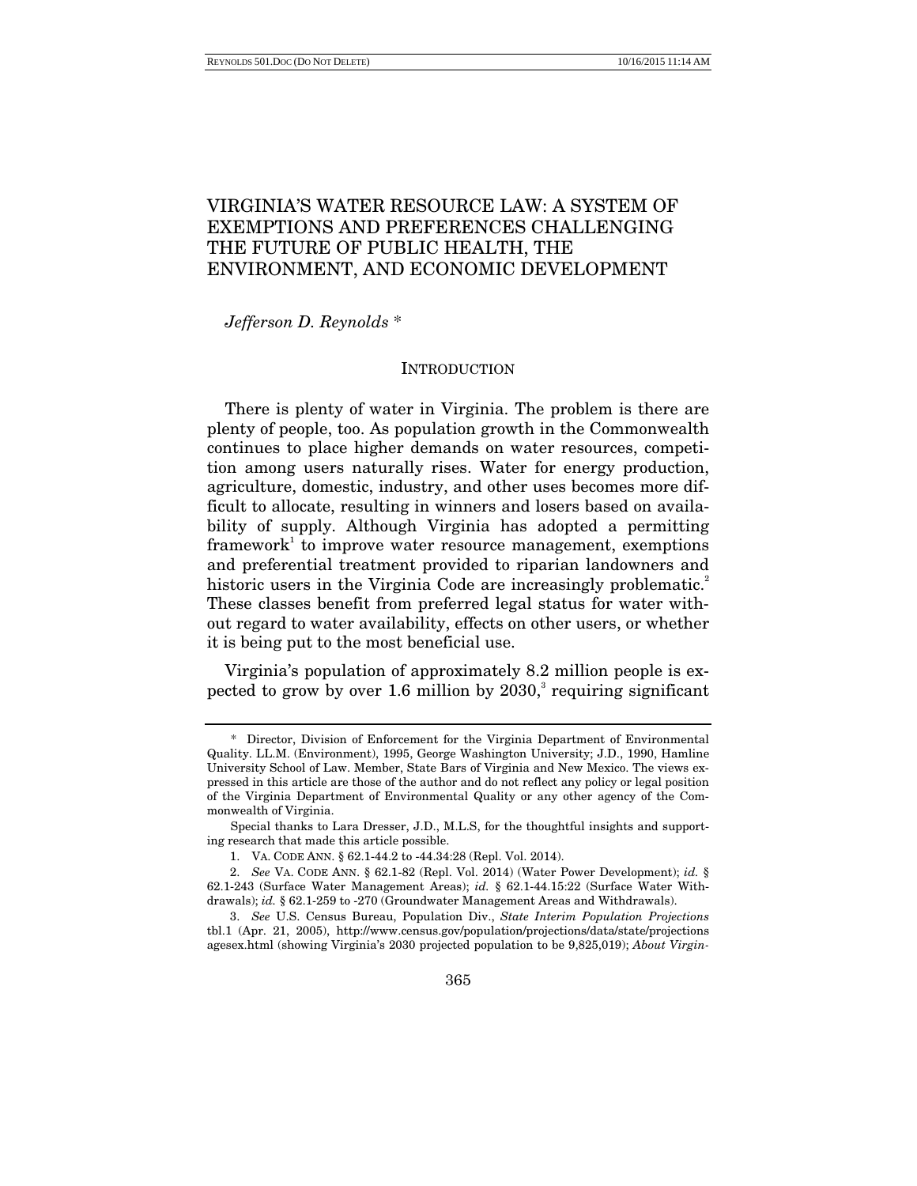# VIRGINIA'S WATER RESOURCE LAW: A SYSTEM OF EXEMPTIONS AND PREFERENCES CHALLENGING THE FUTURE OF PUBLIC HEALTH, THE ENVIRONMENT, AND ECONOMIC DEVELOPMENT

*Jefferson D. Reynolds* *

## INTRODUCTION

There is plenty of water in Virginia. The problem is there are plenty of people, too. As population growth in the Commonwealth continues to place higher demands on water resources, competition among users naturally rises. Water for energy production, agriculture, domestic, industry, and other uses becomes more difficult to allocate, resulting in winners and losers based on availability of supply. Although Virginia has adopted a permitting framework[1] to improve water resource management, exemptions and preferential treatment provided to riparian landowners and historic users in the Virginia Code are increasingly problematic.[2] These classes benefit from preferred legal status for water without regard to water availability, effects on other users, or whether it is being put to the most beneficial use.

Virginia's population of approximately 8.2 million people is expected to grow by over 1.6 million by 2030,[3] requiring significant

---

\* Director, Division of Enforcement for the Virginia Department of Environmental Quality. LL.M. (Environment), 1995, George Washington University; J.D., 1990, Hamline University School of Law. Member, State Bars of Virginia and New Mexico. The views expressed in this article are those of the author and do not reflect any policy or legal position of the Virginia Department of Environmental Quality or any other agency of the Commonwealth of Virginia.

Special thanks to Lara Dresser, J.D., M.L.S, for the thoughtful insights and supporting research that made this article possible.

1. VA. CODE ANN. § 62.1-44.2 to -44.34:28 (Repl. Vol. 2014).

2. *See* VA. CODE ANN. § 62.1-82 (Repl. Vol. 2014) (Water Power Development); *id.* § 62.1-243 (Surface Water Management Areas); *id.* § 62.1-44.15:22 (Surface Water Withdrawals); *id.* § 62.1-259 to -270 (Groundwater Management Areas and Withdrawals).

3. *See* U.S. Census Bureau, Population Div., *State Interim Population Projections* tbl.1 (Apr. 21, 2005), http://www.census.gov/population/projections/data/state/projectionsagesex.html (showing Virginia's 2030 projected population to be 9,825,019); *About Virgin-*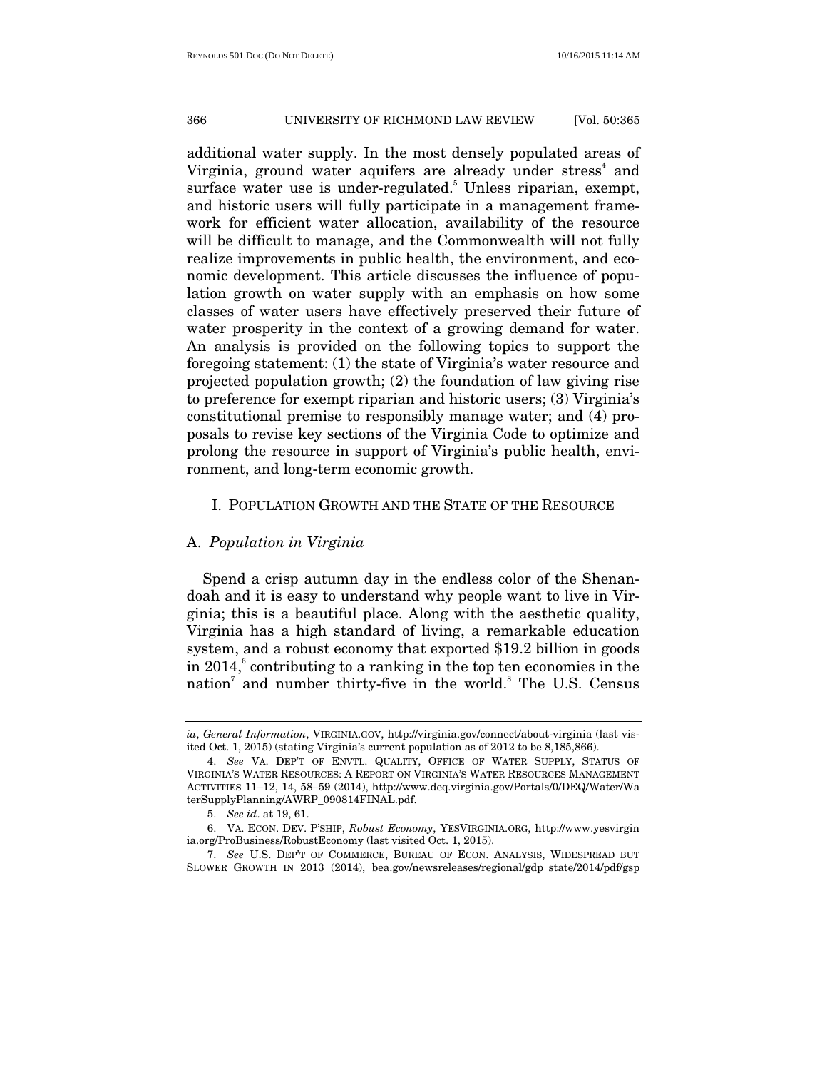additional water supply. In the most densely populated areas of Virginia, ground water aquifers are already under stress[4] and surface water use is under-regulated.[5] Unless riparian, exempt, and historic users will fully participate in a management framework for efficient water allocation, availability of the resource will be difficult to manage, and the Commonwealth will not fully realize improvements in public health, the environment, and economic development. This article discusses the influence of population growth on water supply with an emphasis on how some classes of water users have effectively preserved their future of water prosperity in the context of a growing demand for water. An analysis is provided on the following topics to support the foregoing statement: (1) the state of Virginia's water resource and projected population growth; (2) the foundation of law giving rise to preference for exempt riparian and historic users; (3) Virginia's constitutional premise to responsibly manage water; and (4) proposals to revise key sections of the Virginia Code to optimize and prolong the resource in support of Virginia's public health, environment, and long-term economic growth.

## I. Population Growth and the State of the Resource

### A. *Population in Virginia*

Spend a crisp autumn day in the endless color of the Shenandoah and it is easy to understand why people want to live in Virginia; this is a beautiful place. Along with the aesthetic quality, Virginia has a high standard of living, a remarkable education system, and a robust economy that exported $19.2 billion in goods in 2014,[6] contributing to a ranking in the top ten economies in the nation[7] and number thirty-five in the world.[8] The U.S. Census

---

*ia*, *General Information*, VIRGINIA.GOV, http://virginia.gov/connect/about-virginia (last visited Oct. 1, 2015) (stating Virginia's current population as of 2012 to be 8,185,866).

4. *See* VA. DEP'T OF ENVTL. QUALITY, OFFICE OF WATER SUPPLY, STATUS OF VIRGINIA'S WATER RESOURCES: A REPORT ON VIRGINIA'S WATER RESOURCES MANAGEMENT ACTIVITIES 11–12, 14, 58–59 (2014), http://www.deq.virginia.gov/Portals/0/DEQ/Water/WaterSupplyPlanning/AWRP_090814FINAL.pdf.

5. *See id*. at 19, 61.

6. VA. ECON. DEV. P'SHIP, *Robust Economy*, YESVIRGINIA.ORG, http://www.yesvirginia.org/ProBusiness/RobustEconomy (last visited Oct. 1, 2015).

7. *See* U.S. DEP'T OF COMMERCE, BUREAU OF ECON. ANALYSIS, WIDESPREAD BUT SLOWER GROWTH IN 2013 (2014), bea.gov/newsreleases/regional/gdp_state/2014/pdf/gsp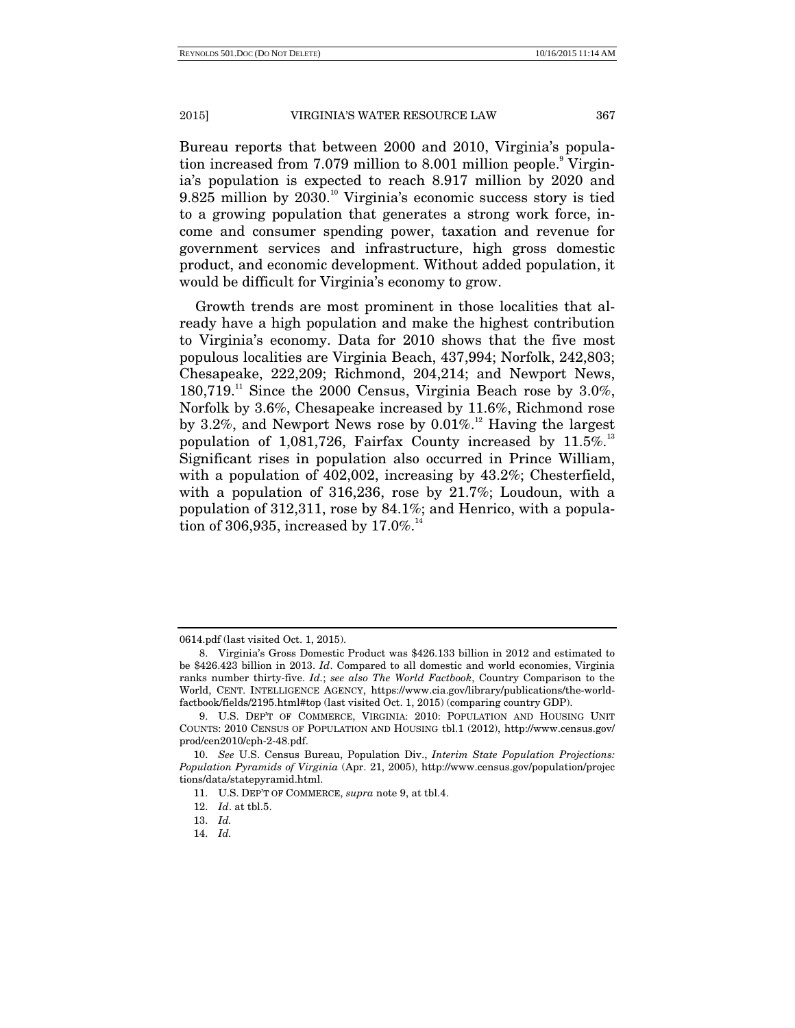Bureau reports that between 2000 and 2010, Virginia's population increased from 7.079 million to 8.001 million people.[9] Virginia's population is expected to reach 8.917 million by 2020 and 9.825 million by 2030.[10] Virginia's economic success story is tied to a growing population that generates a strong work force, income and consumer spending power, taxation and revenue for government services and infrastructure, high gross domestic product, and economic development. Without added population, it would be difficult for Virginia's economy to grow.

Growth trends are most prominent in those localities that already have a high population and make the highest contribution to Virginia's economy. Data for 2010 shows that the five most populous localities are Virginia Beach, 437,994; Norfolk, 242,803; Chesapeake, 222,209; Richmond, 204,214; and Newport News, 180,719.[11] Since the 2000 Census, Virginia Beach rose by 3.0%, Norfolk by 3.6%, Chesapeake increased by 11.6%, Richmond rose by 3.2%, and Newport News rose by 0.01%.[12] Having the largest population of 1,081,726, Fairfax County increased by 11.5%.[13] Significant rises in population also occurred in Prince William, with a population of 402,002, increasing by 43.2%; Chesterfield, with a population of 316,236, rose by 21.7%; Loudoun, with a population of 312,311, rose by 84.1%; and Henrico, with a population of 306,935, increased by 17.0%.[14]

---

0614.pdf (last visited Oct. 1, 2015).

8. Virginia's Gross Domestic Product was $426.133 billion in 2012 and estimated to be $426.423 billion in 2013. *Id*. Compared to all domestic and world economies, Virginia ranks number thirty-five. *Id.*; *see also The World Factbook*, Country Comparison to the World, CENT. INTELLIGENCE AGENCY, https://www.cia.gov/library/publications/the-world-factbook/fields/2195.html#top (last visited Oct. 1, 2015) (comparing country GDP).

9. U.S. DEP'T OF COMMERCE, VIRGINIA: 2010: POPULATION AND HOUSING UNIT COUNTS: 2010 CENSUS OF POPULATION AND HOUSING tbl.1 (2012), http://www.census.gov/prod/cen2010/cph-2-48.pdf.

10. *See* U.S. Census Bureau, Population Div., *Interim State Population Projections: Population Pyramids of Virginia* (Apr. 21, 2005), http://www.census.gov/population/projections/data/statepyramid.html.

11. U.S. DEP'T OF COMMERCE, *supra* note 9, at tbl.4.

12. *Id*. at tbl.5.

13. *Id.*

14. *Id.*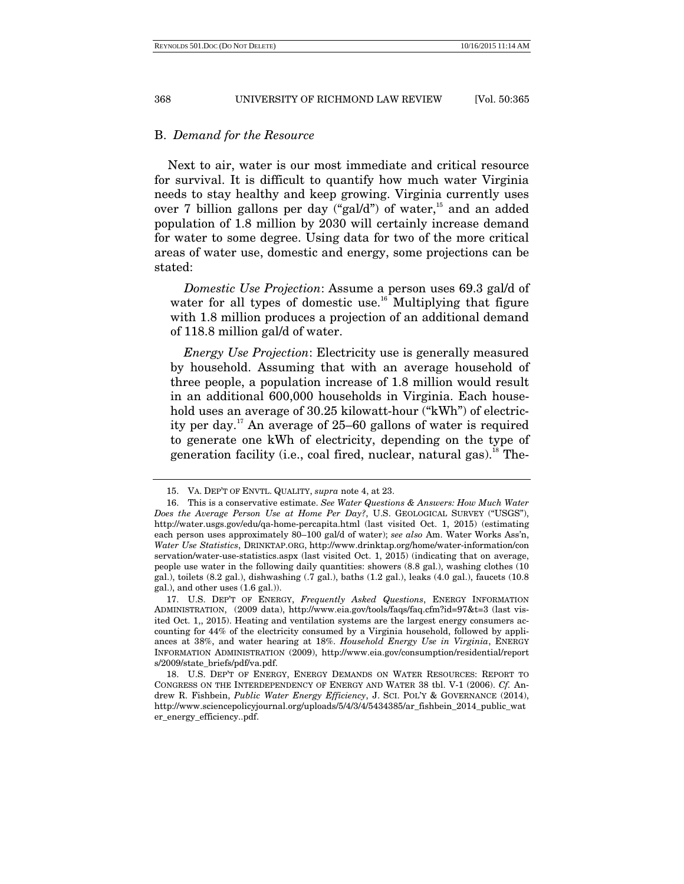## B. *Demand for the Resource*

Next to air, water is our most immediate and critical resource for survival. It is difficult to quantify how much water Virginia needs to stay healthy and keep growing. Virginia currently uses over 7 billion gallons per day ("gal/d") of water,[15] and an added population of 1.8 million by 2030 will certainly increase demand for water to some degree. Using data for two of the more critical areas of water use, domestic and energy, some projections can be stated:

*Domestic Use Projection*: Assume a person uses 69.3 gal/d of water for all types of domestic use.[16] Multiplying that figure with 1.8 million produces a projection of an additional demand of 118.8 million gal/d of water.

*Energy Use Projection*: Electricity use is generally measured by household. Assuming that with an average household of three people, a population increase of 1.8 million would result in an additional 600,000 households in Virginia. Each household uses an average of 30.25 kilowatt-hour ("kWh") of electricity per day.[17] An average of 25–60 gallons of water is required to generate one kWh of electricity, depending on the type of generation facility (i.e., coal fired, nuclear, natural gas).[18] The-

---

15. VA. DEP'T OF ENVTL. QUALITY, *supra* note 4, at 23.

16. This is a conservative estimate. *See Water Questions & Answers: How Much Water Does the Average Person Use at Home Per Day?*, U.S. GEOLOGICAL SURVEY ("USGS"), http://water.usgs.gov/edu/qa-home-percapita.html (last visited Oct. 1, 2015) (estimating each person uses approximately 80–100 gal/d of water); *see also* Am. Water Works Ass'n, *Water Use Statistics*, DRINKTAP.ORG, http://www.drinktap.org/home/water-information/conservation/water-use-statistics.aspx (last visited Oct. 1, 2015) (indicating that on average, people use water in the following daily quantities: showers (8.8 gal.), washing clothes (10 gal.), toilets (8.2 gal.), dishwashing (.7 gal.), baths (1.2 gal.), leaks (4.0 gal.), faucets (10.8 gal.), and other uses (1.6 gal.)).

17. U.S. DEP'T OF ENERGY, *Frequently Asked Questions*, ENERGY INFORMATION ADMINISTRATION, (2009 data), http://www.eia.gov/tools/faqs/faq.cfm?id=97&t=3 (last visited Oct. 1,, 2015). Heating and ventilation systems are the largest energy consumers accounting for 44% of the electricity consumed by a Virginia household, followed by appliances at 38%, and water hearing at 18%. *Household Energy Use in Virginia*, ENERGY INFORMATION ADMINISTRATION (2009), http://www.eia.gov/consumption/residential/reports/2009/state_briefs/pdf/va.pdf.

18. U.S. DEP'T OF ENERGY, ENERGY DEMANDS ON WATER RESOURCES: REPORT TO CONGRESS ON THE INTERDEPENDENCY OF ENERGY AND WATER 38 tbl. V-1 (2006). *Cf.* Andrew R. Fishbein, *Public Water Energy Efficiency*, J. SCI. POL'Y & GOVERNANCE (2014), http://www.sciencepolicyjournal.org/uploads/5/4/3/4/5434385/ar_fishbein_2014_public_water_energy_efficiency..pdf.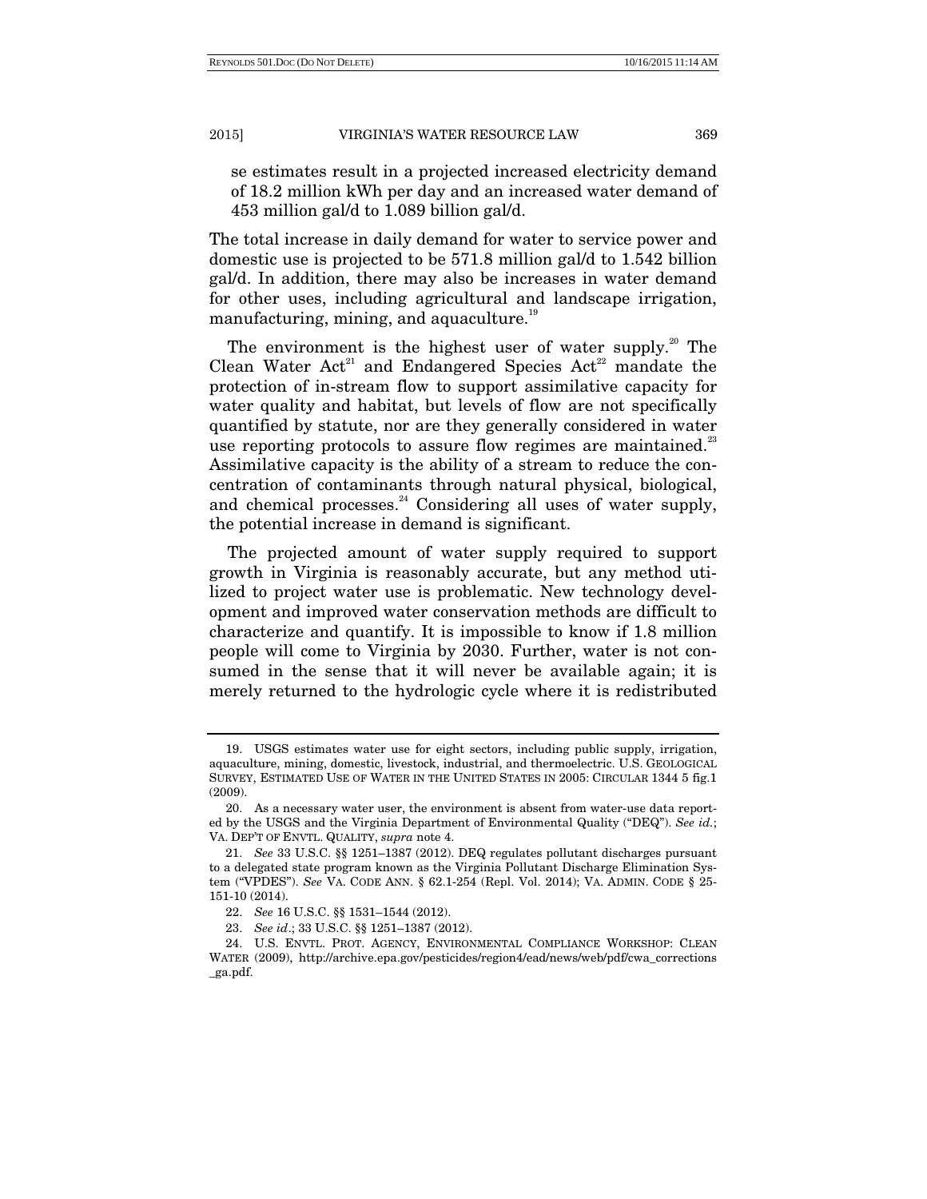se estimates result in a projected increased electricity demand of 18.2 million kWh per day and an increased water demand of 453 million gal/d to 1.089 billion gal/d.

The total increase in daily demand for water to service power and domestic use is projected to be 571.8 million gal/d to 1.542 billion gal/d. In addition, there may also be increases in water demand for other uses, including agricultural and landscape irrigation, manufacturing, mining, and aquaculture.[19]

The environment is the highest user of water supply.[20] The Clean Water Act[21] and Endangered Species Act[22] mandate the protection of in-stream flow to support assimilative capacity for water quality and habitat, but levels of flow are not specifically quantified by statute, nor are they generally considered in water use reporting protocols to assure flow regimes are maintained.[23] Assimilative capacity is the ability of a stream to reduce the concentration of contaminants through natural physical, biological, and chemical processes.[24] Considering all uses of water supply, the potential increase in demand is significant.

The projected amount of water supply required to support growth in Virginia is reasonably accurate, but any method utilized to project water use is problematic. New technology development and improved water conservation methods are difficult to characterize and quantify. It is impossible to know if 1.8 million people will come to Virginia by 2030. Further, water is not consumed in the sense that it will never be available again; it is merely returned to the hydrologic cycle where it is redistributed

---

19. USGS estimates water use for eight sectors, including public supply, irrigation, aquaculture, mining, domestic, livestock, industrial, and thermoelectric. U.S. GEOLOGICAL SURVEY, ESTIMATED USE OF WATER IN THE UNITED STATES IN 2005: CIRCULAR 1344 5 fig.1 (2009).

20. As a necessary water user, the environment is absent from water-use data reported by the USGS and the Virginia Department of Environmental Quality ("DEQ"). *See id.*; VA. DEP'T OF ENVTL. QUALITY, *supra* note 4.

21. *See* 33 U.S.C. §§ 1251–1387 (2012). DEQ regulates pollutant discharges pursuant to a delegated state program known as the Virginia Pollutant Discharge Elimination System ("VPDES"). *See* VA. CODE ANN. § 62.1-254 (Repl. Vol. 2014); VA. ADMIN. CODE § 25-151-10 (2014).

22. *See* 16 U.S.C. §§ 1531–1544 (2012).

23. *See id.*; 33 U.S.C. §§ 1251–1387 (2012).

24. U.S. ENVTL. PROT. AGENCY, ENVIRONMENTAL COMPLIANCE WORKSHOP: CLEAN WATER (2009), http://archive.epa.gov/pesticides/region4/ead/news/web/pdf/cwa_corrections_ga.pdf.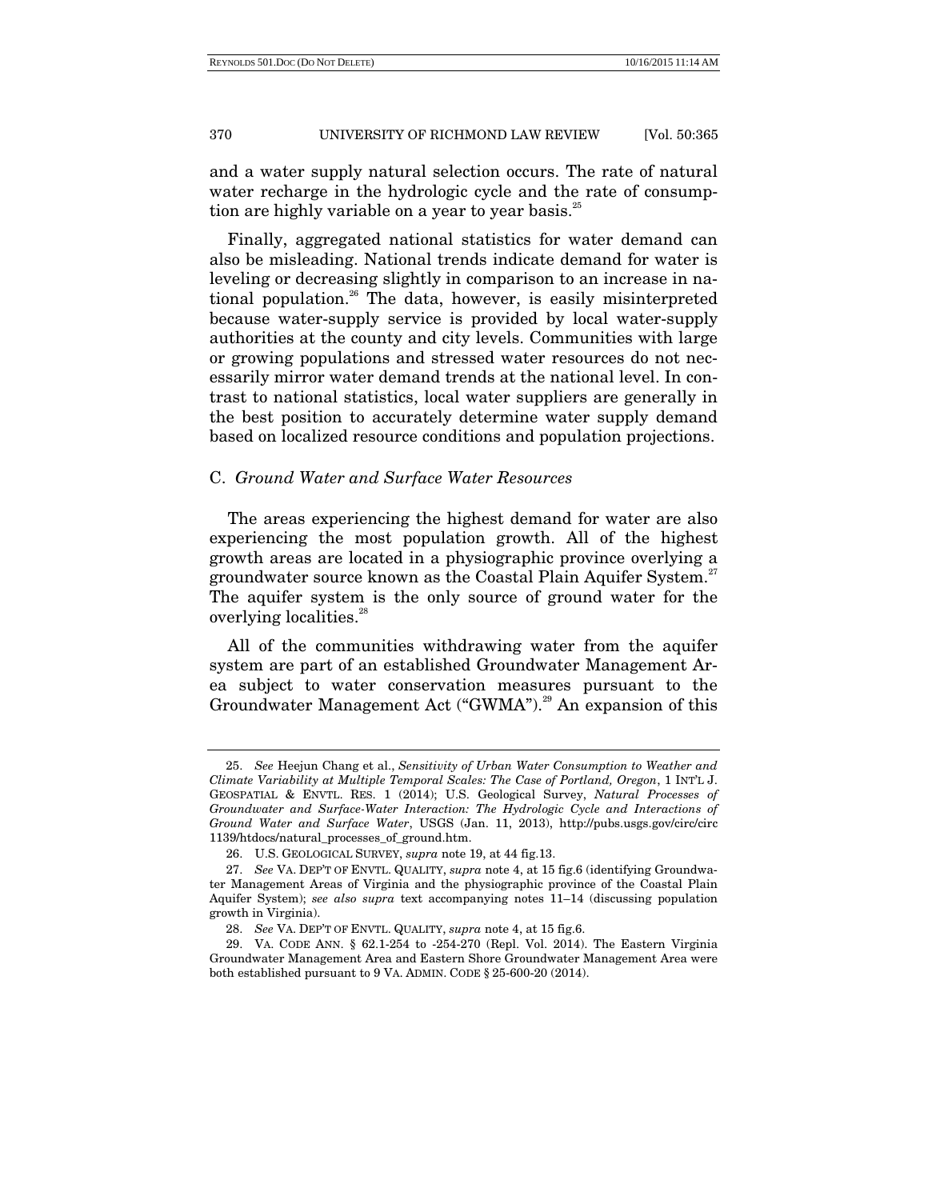and a water supply natural selection occurs. The rate of natural water recharge in the hydrologic cycle and the rate of consumption are highly variable on a year to year basis.[25]

Finally, aggregated national statistics for water demand can also be misleading. National trends indicate demand for water is leveling or decreasing slightly in comparison to an increase in national population.[26] The data, however, is easily misinterpreted because water-supply service is provided by local water-supply authorities at the county and city levels. Communities with large or growing populations and stressed water resources do not necessarily mirror water demand trends at the national level. In contrast to national statistics, local water suppliers are generally in the best position to accurately determine water supply demand based on localized resource conditions and population projections.

### C. *Ground Water and Surface Water Resources*

The areas experiencing the highest demand for water are also experiencing the most population growth. All of the highest growth areas are located in a physiographic province overlying a groundwater source known as the Coastal Plain Aquifer System.[27] The aquifer system is the only source of ground water for the overlying localities.[28]

All of the communities withdrawing water from the aquifer system are part of an established Groundwater Management Area subject to water conservation measures pursuant to the Groundwater Management Act ("GWMA").[29] An expansion of this

---

25. *See* Heejun Chang et al., *Sensitivity of Urban Water Consumption to Weather and Climate Variability at Multiple Temporal Scales: The Case of Portland, Oregon*, 1 INT'L J. GEOSPATIAL & ENVTL. RES. 1 (2014); U.S. Geological Survey, *Natural Processes of Groundwater and Surface-Water Interaction: The Hydrologic Cycle and Interactions of Ground Water and Surface Water*, USGS (Jan. 11, 2013), http://pubs.usgs.gov/circ/circ1139/htdocs/natural_processes_of_ground.htm.

26. U.S. GEOLOGICAL SURVEY, *supra* note 19, at 44 fig.13.

27. *See* VA. DEP'T OF ENVTL. QUALITY, *supra* note 4, at 15 fig.6 (identifying Groundwater Management Areas of Virginia and the physiographic province of the Coastal Plain Aquifer System); *see also supra* text accompanying notes 11–14 (discussing population growth in Virginia).

28. *See* VA. DEP'T OF ENVTL. QUALITY, *supra* note 4, at 15 fig.6.

29. VA. CODE ANN. § 62.1-254 to -254-270 (Repl. Vol. 2014). The Eastern Virginia Groundwater Management Area and Eastern Shore Groundwater Management Area were both established pursuant to 9 VA. ADMIN. CODE § 25-600-20 (2014).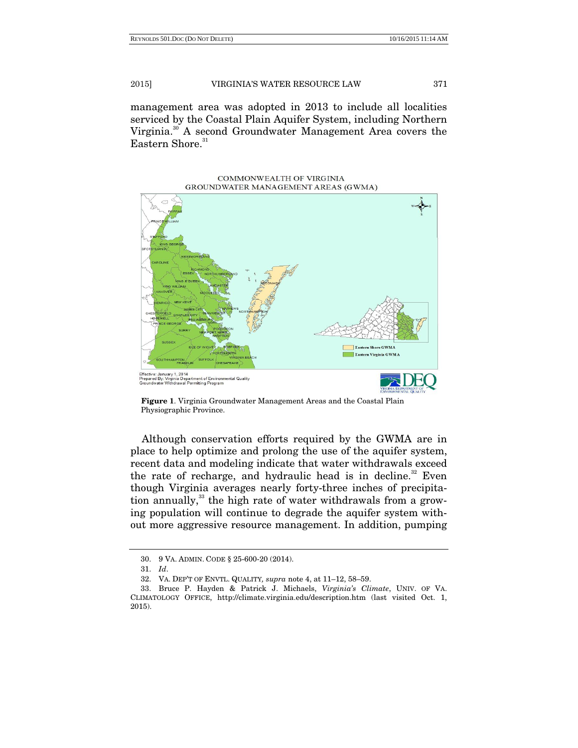management area was adopted in 2013 to include all localities serviced by the Coastal Plain Aquifer System, including Northern Virginia.[30] A second Groundwater Management Area covers the Eastern Shore.[31]

**Figure 1**. Virginia Groundwater Management Areas and the Coastal Plain Physiographic Province.

Although conservation efforts required by the GWMA are in place to help optimize and prolong the use of the aquifer system, recent data and modeling indicate that water withdrawals exceed the rate of recharge, and hydraulic head is in decline.[32] Even though Virginia averages nearly forty-three inches of precipitation annually,[33] the high rate of water withdrawals from a growing population will continue to degrade the aquifer system without more aggressive resource management. In addition, pumping

---

30. 9 VA. ADMIN. CODE § 25-600-20 (2014).

31. *Id*.

32. VA. DEP'T OF ENVTL. QUALITY, *supra* note 4, at 11–12, 58–59.

33. Bruce P. Hayden & Patrick J. Michaels, *Virginia's Climate*, UNIV. OF VA. CLIMATOLOGY OFFICE, http://climate.virginia.edu/description.htm (last visited Oct. 1, 2015).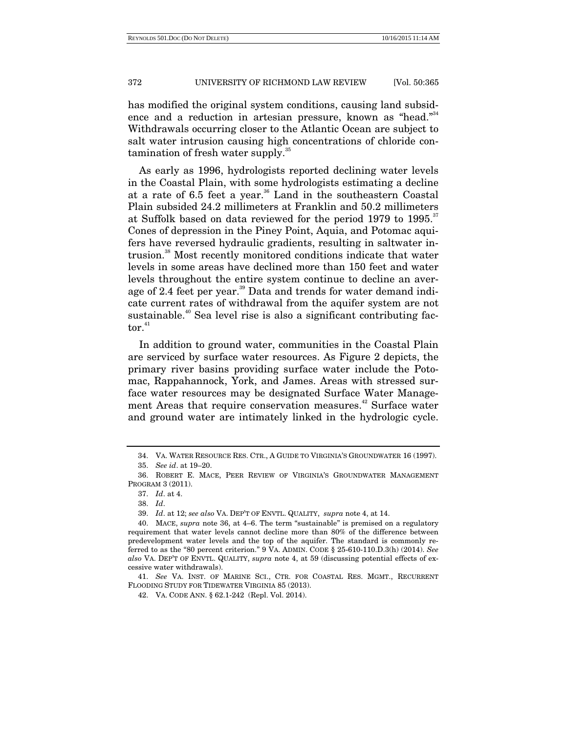has modified the original system conditions, causing land subsidence and a reduction in artesian pressure, known as "head."[34] Withdrawals occurring closer to the Atlantic Ocean are subject to salt water intrusion causing high concentrations of chloride contamination of fresh water supply.[35]

As early as 1996, hydrologists reported declining water levels in the Coastal Plain, with some hydrologists estimating a decline at a rate of 6.5 feet a year.[36] Land in the southeastern Coastal Plain subsided 24.2 millimeters at Franklin and 50.2 millimeters at Suffolk based on data reviewed for the period 1979 to 1995.[37] Cones of depression in the Piney Point, Aquia, and Potomac aquifers have reversed hydraulic gradients, resulting in saltwater intrusion.[38] Most recently monitored conditions indicate that water levels in some areas have declined more than 150 feet and water levels throughout the entire system continue to decline an average of 2.4 feet per year.[39] Data and trends for water demand indicate current rates of withdrawal from the aquifer system are not sustainable.[40] Sea level rise is also a significant contributing factor.[41]

In addition to ground water, communities in the Coastal Plain are serviced by surface water resources. As Figure 2 depicts, the primary river basins providing surface water include the Potomac, Rappahannock, York, and James. Areas with stressed surface water resources may be designated Surface Water Management Areas that require conservation measures.[42] Surface water and ground water are intimately linked in the hydrologic cycle.

---

34. VA. WATER RESOURCE RES. CTR., A GUIDE TO VIRGINIA'S GROUNDWATER 16 (1997).

35. *See id*. at 19–20.

36. ROBERT E. MACE, PEER REVIEW OF VIRGINIA'S GROUNDWATER MANAGEMENT PROGRAM 3 (2011).

37. *Id*. at 4.

38. *Id*.

39. *Id*. at 12; *see also* VA. DEP'T OF ENVTL. QUALITY, *supra* note 4, at 14.

40. MACE, *supra* note 36, at 4–6. The term "sustainable" is premised on a regulatory requirement that water levels cannot decline more than 80% of the difference between predevelopment water levels and the top of the aquifer. The standard is commonly referred to as the "80 percent criterion." 9 VA. ADMIN. CODE § 25-610-110.D.3(h) (2014). *See also* VA. DEP'T OF ENVTL. QUALITY, *supra* note 4, at 59 (discussing potential effects of excessive water withdrawals).

41. *See* VA. INST. OF MARINE SCI., CTR. FOR COASTAL RES. MGMT., RECURRENT FLOODING STUDY FOR TIDEWATER VIRGINIA 85 (2013).

42. VA. CODE ANN. § 62.1-242 (Repl. Vol. 2014).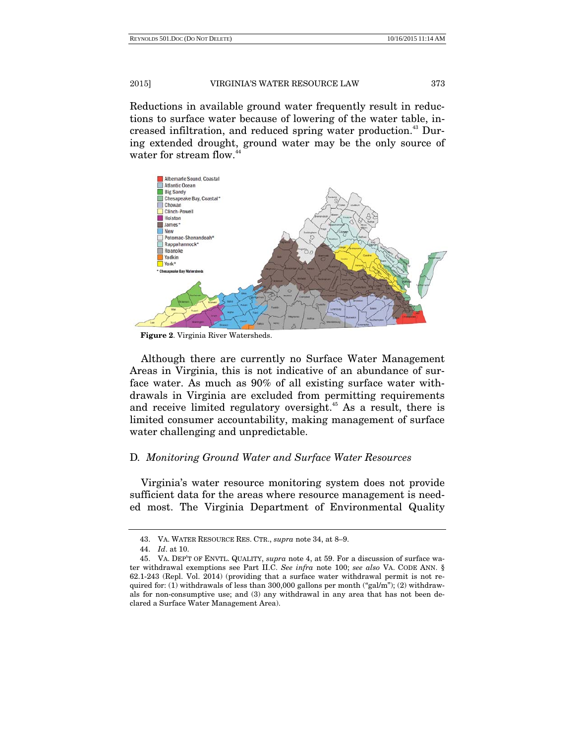Reductions in available ground water frequently result in reductions to surface water because of lowering of the water table, increased infiltration, and reduced spring water production.[43] During extended drought, ground water may be the only source of water for stream flow.[44]

**Figure 2**. Virginia River Watersheds.

Although there are currently no Surface Water Management Areas in Virginia, this is not indicative of an abundance of surface water. As much as 90% of all existing surface water withdrawals in Virginia are excluded from permitting requirements and receive limited regulatory oversight.[45] As a result, there is limited consumer accountability, making management of surface water challenging and unpredictable.

### D. *Monitoring Ground Water and Surface Water Resources*

Virginia's water resource monitoring system does not provide sufficient data for the areas where resource management is needed most. The Virginia Department of Environmental Quality

---

43. VA. WATER RESOURCE RES. CTR., *supra* note 34, at 8–9.

44. *Id*. at 10.

45. VA. DEP'T OF ENVTL. QUALITY, *supra* note 4, at 59. For a discussion of surface water withdrawal exemptions see Part II.C. *See infra* note 100; *see also* VA. CODE ANN. § 62.1-243 (Repl. Vol. 2014) (providing that a surface water withdrawal permit is not required for: (1) withdrawals of less than 300,000 gallons per month ("gal/m"); (2) withdrawals for non-consumptive use; and (3) any withdrawal in any area that has not been declared a Surface Water Management Area).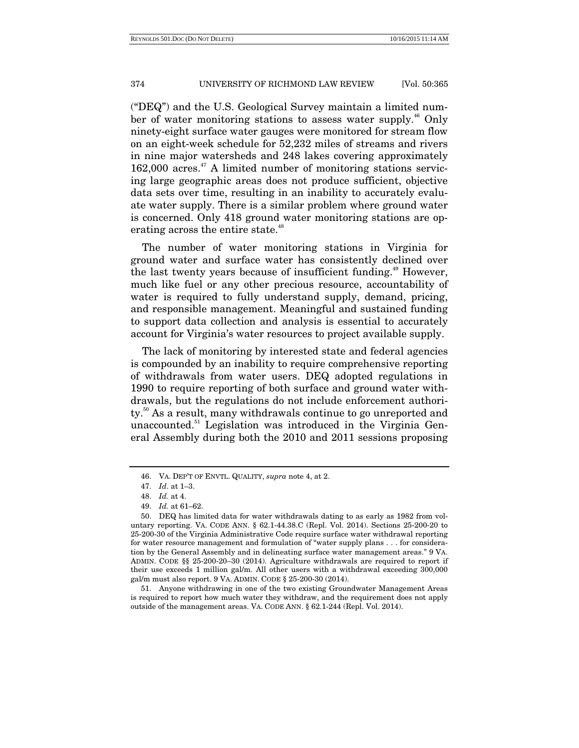("DEQ") and the U.S. Geological Survey maintain a limited number of water monitoring stations to assess water supply.[46] Only ninety-eight surface water gauges were monitored for stream flow on an eight-week schedule for 52,232 miles of streams and rivers in nine major watersheds and 248 lakes covering approximately 162,000 acres.[47] A limited number of monitoring stations servicing large geographic areas does not produce sufficient, objective data sets over time, resulting in an inability to accurately evaluate water supply. There is a similar problem where ground water is concerned. Only 418 ground water monitoring stations are operating across the entire state.[48]

The number of water monitoring stations in Virginia for ground water and surface water has consistently declined over the last twenty years because of insufficient funding.[49] However, much like fuel or any other precious resource, accountability of water is required to fully understand supply, demand, pricing, and responsible management. Meaningful and sustained funding to support data collection and analysis is essential to accurately account for Virginia's water resources to project available supply.

The lack of monitoring by interested state and federal agencies is compounded by an inability to require comprehensive reporting of withdrawals from water users. DEQ adopted regulations in 1990 to require reporting of both surface and ground water withdrawals, but the regulations do not include enforcement authority.[50] As a result, many withdrawals continue to go unreported and unaccounted.[51] Legislation was introduced in the Virginia General Assembly during both the 2010 and 2011 sessions proposing

---

46. VA. DEP'T OF ENVTL. QUALITY, *supra* note 4, at 2.

47. *Id*. at 1–3.

48. *Id.* at 4.

49. *Id.* at 61–62.

50. DEQ has limited data for water withdrawals dating to as early as 1982 from voluntary reporting. VA. CODE ANN. § 62.1-44.38.C (Repl. Vol. 2014). Sections 25-200-20 to 25-200-30 of the Virginia Administrative Code require surface water withdrawal reporting for water resource management and formulation of "water supply plans . . . for consideration by the General Assembly and in delineating surface water management areas." 9 VA. ADMIN. CODE §§ 25-200-20–30 (2014). Agriculture withdrawals are required to report if their use exceeds 1 million gal/m. All other users with a withdrawal exceeding 300,000 gal/m must also report. 9 VA. ADMIN. CODE § 25-200-30 (2014).

51. Anyone withdrawing in one of the two existing Groundwater Management Areas is required to report how much water they withdraw, and the requirement does not apply outside of the management areas. VA. CODE ANN. § 62.1-244 (Repl. Vol. 2014).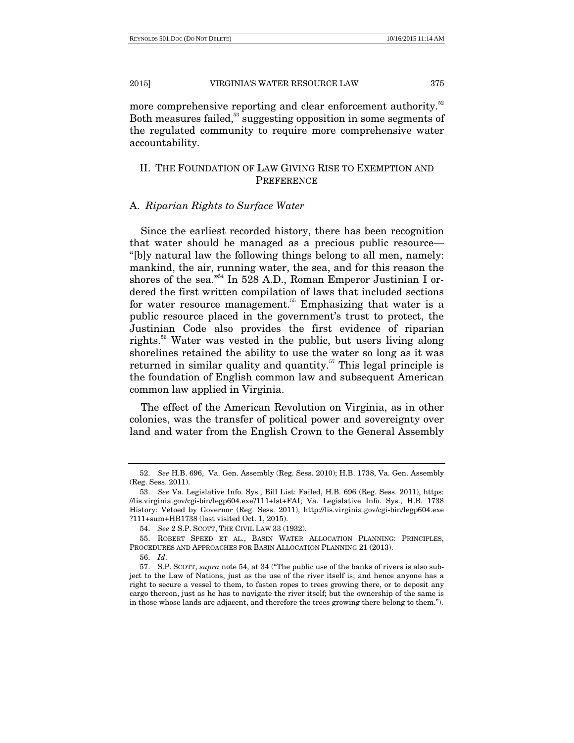more comprehensive reporting and clear enforcement authority.[52] Both measures failed,[53] suggesting opposition in some segments of the regulated community to require more comprehensive water accountability.

## II. THE FOUNDATION OF LAW GIVING RISE TO EXEMPTION AND PREFERENCE

### A. *Riparian Rights to Surface Water*

Since the earliest recorded history, there has been recognition that water should be managed as a precious public resource—"[b]y natural law the following things belong to all men, namely: mankind, the air, running water, the sea, and for this reason the shores of the sea."[54] In 528 A.D., Roman Emperor Justinian I ordered the first written compilation of laws that included sections for water resource management.[55] Emphasizing that water is a public resource placed in the government's trust to protect, the Justinian Code also provides the first evidence of riparian rights.[56] Water was vested in the public, but users living along shorelines retained the ability to use the water so long as it was returned in similar quality and quantity.[57] This legal principle is the foundation of English common law and subsequent American common law applied in Virginia.

The effect of the American Revolution on Virginia, as in other colonies, was the transfer of political power and sovereignty over land and water from the English Crown to the General Assembly

---

52. *See* H.B. 696, Va. Gen. Assembly (Reg. Sess. 2010); H.B. 1738, Va. Gen. Assembly (Reg. Sess. 2011).

53. *See* Va. Legislative Info. Sys., Bill List: Failed, H.B. 696 (Reg. Sess. 2011), https://lis.virginia.gov/cgi-bin/legp604.exe?111+lst+FAI; Va. Legislative Info. Sys., H.B. 1738 History: Vetoed by Governor (Reg. Sess. 2011), http://lis.virginia.gov/cgi-bin/legp604.exe?111+sum+HB1738 (last visited Oct. 1, 2015).

54. *See* 2 S.P. SCOTT, THE CIVIL LAW 33 (1932).

55. ROBERT SPEED ET AL., BASIN WATER ALLOCATION PLANNING: PRINCIPLES, PROCEDURES AND APPROACHES FOR BASIN ALLOCATION PLANNING 21 (2013).

56. *Id*.

57. S.P. SCOTT, *supra* note 54, at 34 ("The public use of the banks of rivers is also subject to the Law of Nations, just as the use of the river itself is; and hence anyone has a right to secure a vessel to them, to fasten ropes to trees growing there, or to deposit any cargo thereon, just as he has to navigate the river itself; but the ownership of the same is in those whose lands are adjacent, and therefore the trees growing there belong to them.").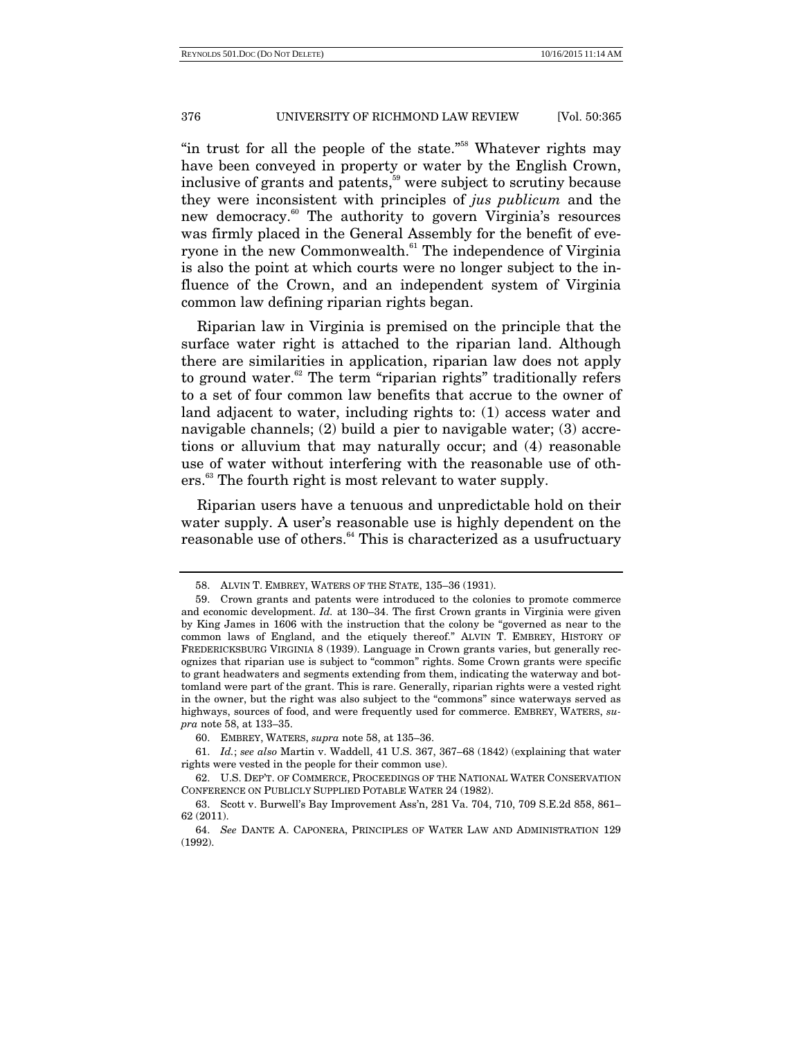"in trust for all the people of the state."[58] Whatever rights may have been conveyed in property or water by the English Crown, inclusive of grants and patents,[59] were subject to scrutiny because they were inconsistent with principles of *jus publicum* and the new democracy.[60] The authority to govern Virginia's resources was firmly placed in the General Assembly for the benefit of everyone in the new Commonwealth.[61] The independence of Virginia is also the point at which courts were no longer subject to the influence of the Crown, and an independent system of Virginia common law defining riparian rights began.

Riparian law in Virginia is premised on the principle that the surface water right is attached to the riparian land. Although there are similarities in application, riparian law does not apply to ground water.[62] The term "riparian rights" traditionally refers to a set of four common law benefits that accrue to the owner of land adjacent to water, including rights to: (1) access water and navigable channels; (2) build a pier to navigable water; (3) accretions or alluvium that may naturally occur; and (4) reasonable use of water without interfering with the reasonable use of others.[63] The fourth right is most relevant to water supply.

Riparian users have a tenuous and unpredictable hold on their water supply. A user's reasonable use is highly dependent on the reasonable use of others.[64] This is characterized as a usufructuary

---

58. ALVIN T. EMBREY, WATERS OF THE STATE, 135–36 (1931).

59. Crown grants and patents were introduced to the colonies to promote commerce and economic development. *Id.* at 130–34. The first Crown grants in Virginia were given by King James in 1606 with the instruction that the colony be "governed as near to the common laws of England, and the etiquely thereof." ALVIN T. EMBREY, HISTORY OF FREDERICKSBURG VIRGINIA 8 (1939). Language in Crown grants varies, but generally recognizes that riparian use is subject to "common" rights. Some Crown grants were specific to grant headwaters and segments extending from them, indicating the waterway and bottomland were part of the grant. This is rare. Generally, riparian rights were a vested right in the owner, but the right was also subject to the "commons" since waterways served as highways, sources of food, and were frequently used for commerce. EMBREY, WATERS, *supra* note 58, at 133–35.

60. EMBREY, WATERS, *supra* note 58, at 135–36.

61. *Id.*; *see also* Martin v. Waddell, 41 U.S. 367, 367–68 (1842) (explaining that water rights were vested in the people for their common use).

62. U.S. DEP'T. OF COMMERCE, PROCEEDINGS OF THE NATIONAL WATER CONSERVATION CONFERENCE ON PUBLICLY SUPPLIED POTABLE WATER 24 (1982).

63. Scott v. Burwell's Bay Improvement Ass'n, 281 Va. 704, 710, 709 S.E.2d 858, 861–62 (2011).

64. *See* DANTE A. CAPONERA, PRINCIPLES OF WATER LAW AND ADMINISTRATION 129 (1992).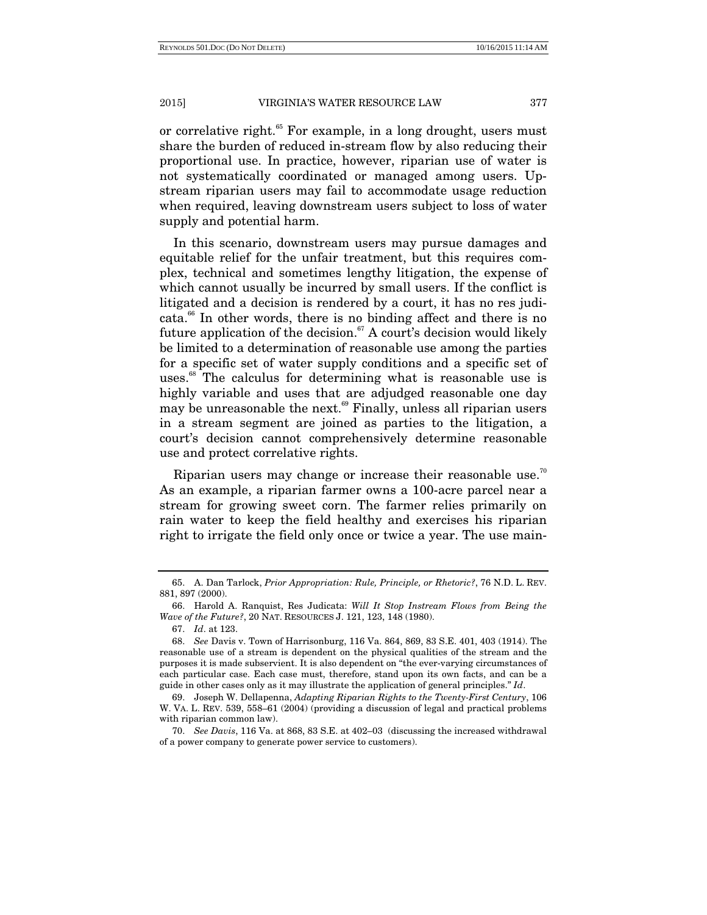or correlative right.[65] For example, in a long drought, users must share the burden of reduced in-stream flow by also reducing their proportional use. In practice, however, riparian use of water is not systematically coordinated or managed among users. Upstream riparian users may fail to accommodate usage reduction when required, leaving downstream users subject to loss of water supply and potential harm.

In this scenario, downstream users may pursue damages and equitable relief for the unfair treatment, but this requires complex, technical and sometimes lengthy litigation, the expense of which cannot usually be incurred by small users. If the conflict is litigated and a decision is rendered by a court, it has no res judicata.[66] In other words, there is no binding affect and there is no future application of the decision.[67] A court's decision would likely be limited to a determination of reasonable use among the parties for a specific set of water supply conditions and a specific set of uses.[68] The calculus for determining what is reasonable use is highly variable and uses that are adjudged reasonable one day may be unreasonable the next.[69] Finally, unless all riparian users in a stream segment are joined as parties to the litigation, a court's decision cannot comprehensively determine reasonable use and protect correlative rights.

Riparian users may change or increase their reasonable use.[70] As an example, a riparian farmer owns a 100-acre parcel near a stream for growing sweet corn. The farmer relies primarily on rain water to keep the field healthy and exercises his riparian right to irrigate the field only once or twice a year. The use main-

---

65. A. Dan Tarlock, *Prior Appropriation: Rule, Principle, or Rhetoric?*, 76 N.D. L. REV. 881, 897 (2000).

66. Harold A. Ranquist, Res Judicata: *Will It Stop Instream Flows from Being the Wave of the Future?*, 20 NAT. RESOURCES J. 121, 123, 148 (1980).

67. *Id*. at 123.

68. *See* Davis v. Town of Harrisonburg, 116 Va. 864, 869, 83 S.E. 401, 403 (1914). The reasonable use of a stream is dependent on the physical qualities of the stream and the purposes it is made subservient. It is also dependent on "the ever-varying circumstances of each particular case. Each case must, therefore, stand upon its own facts, and can be a guide in other cases only as it may illustrate the application of general principles." *Id*.

69. Joseph W. Dellapenna, *Adapting Riparian Rights to the Twenty-First Century*, 106 W. VA. L. REV. 539, 558–61 (2004) (providing a discussion of legal and practical problems with riparian common law).

70. *See Davis*, 116 Va. at 868, 83 S.E. at 402–03 (discussing the increased withdrawal of a power company to generate power service to customers).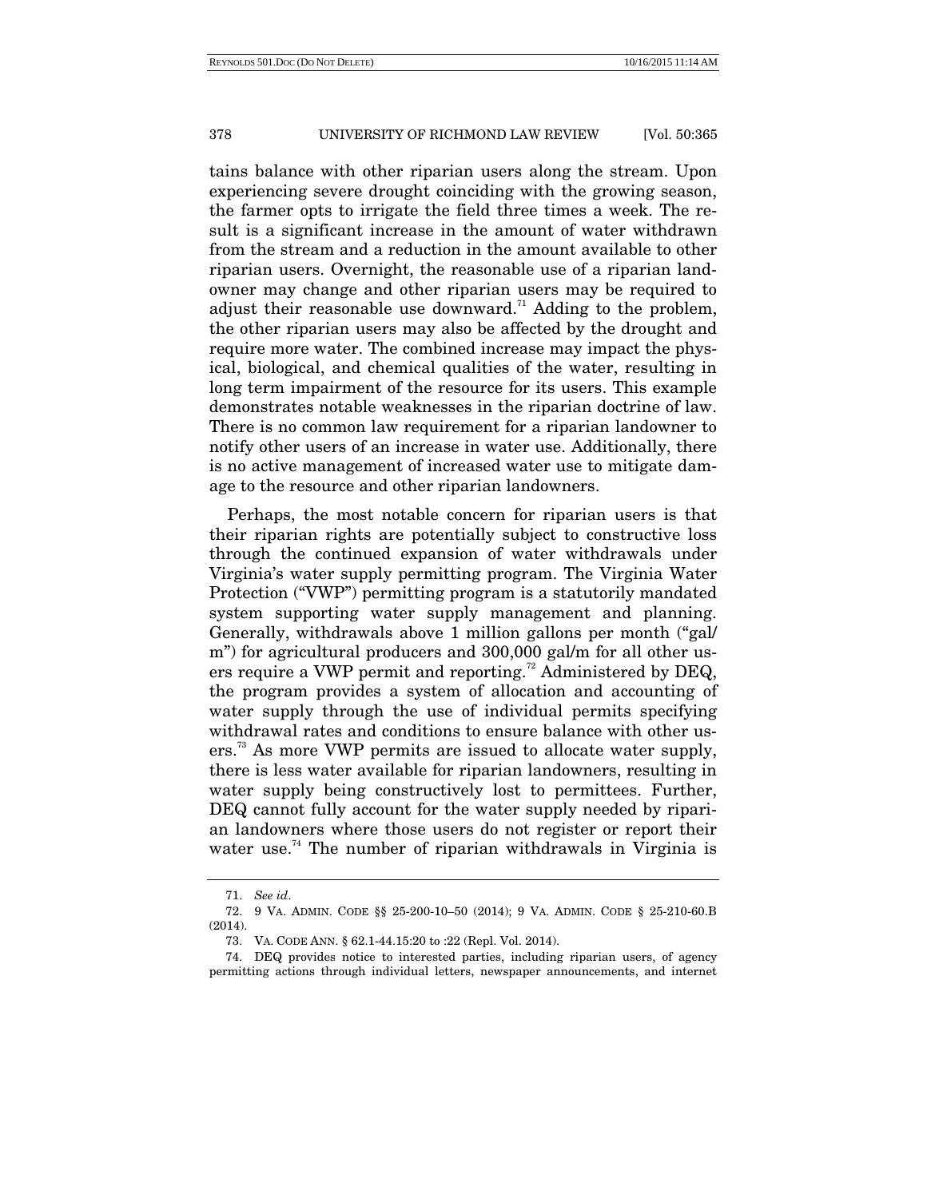tains balance with other riparian users along the stream. Upon experiencing severe drought coinciding with the growing season, the farmer opts to irrigate the field three times a week. The result is a significant increase in the amount of water withdrawn from the stream and a reduction in the amount available to other riparian users. Overnight, the reasonable use of a riparian landowner may change and other riparian users may be required to adjust their reasonable use downward.[71] Adding to the problem, the other riparian users may also be affected by the drought and require more water. The combined increase may impact the physical, biological, and chemical qualities of the water, resulting in long term impairment of the resource for its users. This example demonstrates notable weaknesses in the riparian doctrine of law. There is no common law requirement for a riparian landowner to notify other users of an increase in water use. Additionally, there is no active management of increased water use to mitigate damage to the resource and other riparian landowners.

Perhaps, the most notable concern for riparian users is that their riparian rights are potentially subject to constructive loss through the continued expansion of water withdrawals under Virginia's water supply permitting program. The Virginia Water Protection ("VWP") permitting program is a statutorily mandated system supporting water supply management and planning. Generally, withdrawals above 1 million gallons per month ("gal/m") for agricultural producers and 300,000 gal/m for all other users require a VWP permit and reporting.[72] Administered by DEQ, the program provides a system of allocation and accounting of water supply through the use of individual permits specifying withdrawal rates and conditions to ensure balance with other users.[73] As more VWP permits are issued to allocate water supply, there is less water available for riparian landowners, resulting in water supply being constructively lost to permittees. Further, DEQ cannot fully account for the water supply needed by riparian landowners where those users do not register or report their water use.[74] The number of riparian withdrawals in Virginia is

---

71. *See id*.

72. 9 VA. ADMIN. CODE §§ 25-200-10–50 (2014); 9 VA. ADMIN. CODE § 25-210-60.B (2014).

73. VA. CODE ANN. § 62.1-44.15:20 to :22 (Repl. Vol. 2014).

74. DEQ provides notice to interested parties, including riparian users, of agency permitting actions through individual letters, newspaper announcements, and internet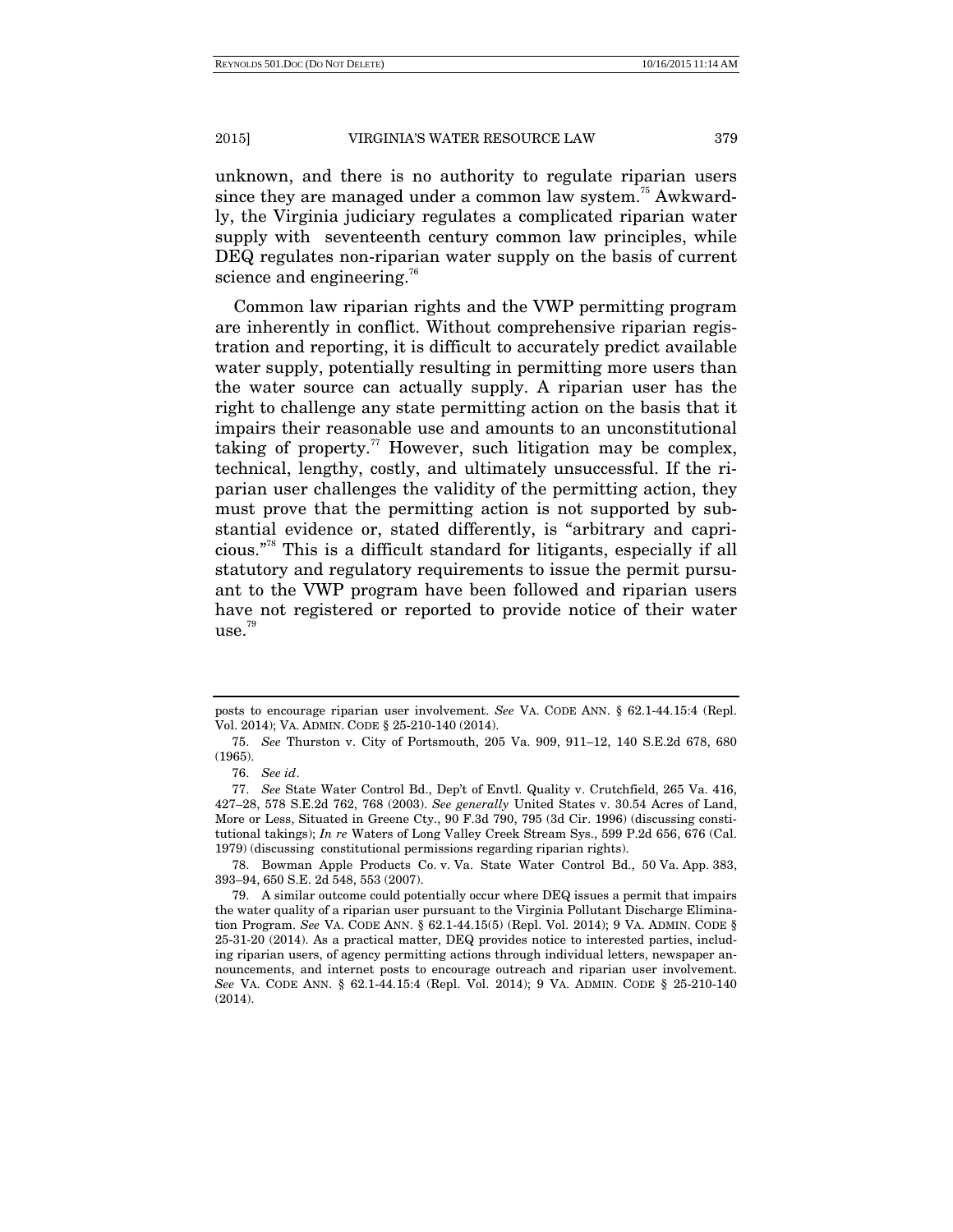unknown, and there is no authority to regulate riparian users since they are managed under a common law system.[75] Awkwardly, the Virginia judiciary regulates a complicated riparian water supply with seventeenth century common law principles, while DEQ regulates non-riparian water supply on the basis of current science and engineering.[76]

Common law riparian rights and the VWP permitting program are inherently in conflict. Without comprehensive riparian registration and reporting, it is difficult to accurately predict available water supply, potentially resulting in permitting more users than the water source can actually supply. A riparian user has the right to challenge any state permitting action on the basis that it impairs their reasonable use and amounts to an unconstitutional taking of property.[77] However, such litigation may be complex, technical, lengthy, costly, and ultimately unsuccessful. If the riparian user challenges the validity of the permitting action, they must prove that the permitting action is not supported by substantial evidence or, stated differently, is "arbitrary and capricious."[78] This is a difficult standard for litigants, especially if all statutory and regulatory requirements to issue the permit pursuant to the VWP program have been followed and riparian users have not registered or reported to provide notice of their water use.[79]

---

posts to encourage riparian user involvement. *See* VA. CODE ANN. § 62.1-44.15:4 (Repl. Vol. 2014); VA. ADMIN. CODE § 25-210-140 (2014).

75. *See* Thurston v. City of Portsmouth, 205 Va. 909, 911–12, 140 S.E.2d 678, 680 (1965).

76. *See id*.

77. *See* State Water Control Bd., Dep't of Envtl. Quality v. Crutchfield, 265 Va. 416, 427–28, 578 S.E.2d 762, 768 (2003). *See generally* United States v. 30.54 Acres of Land, More or Less, Situated in Greene Cty., 90 F.3d 790, 795 (3d Cir. 1996) (discussing constitutional takings); *In re* Waters of Long Valley Creek Stream Sys., 599 P.2d 656, 676 (Cal. 1979) (discussing constitutional permissions regarding riparian rights).

78. Bowman Apple Products Co. v. Va. State Water Control Bd., 50 Va. App. 383, 393–94, 650 S.E. 2d 548, 553 (2007).

79. A similar outcome could potentially occur where DEQ issues a permit that impairs the water quality of a riparian user pursuant to the Virginia Pollutant Discharge Elimination Program. *See* VA. CODE ANN. § 62.1-44.15(5) (Repl. Vol. 2014); 9 VA. ADMIN. CODE § 25-31-20 (2014). As a practical matter, DEQ provides notice to interested parties, including riparian users, of agency permitting actions through individual letters, newspaper announcements, and internet posts to encourage outreach and riparian user involvement. *See* VA. CODE ANN. § 62.1-44.15:4 (Repl. Vol. 2014); 9 VA. ADMIN. CODE § 25-210-140 (2014).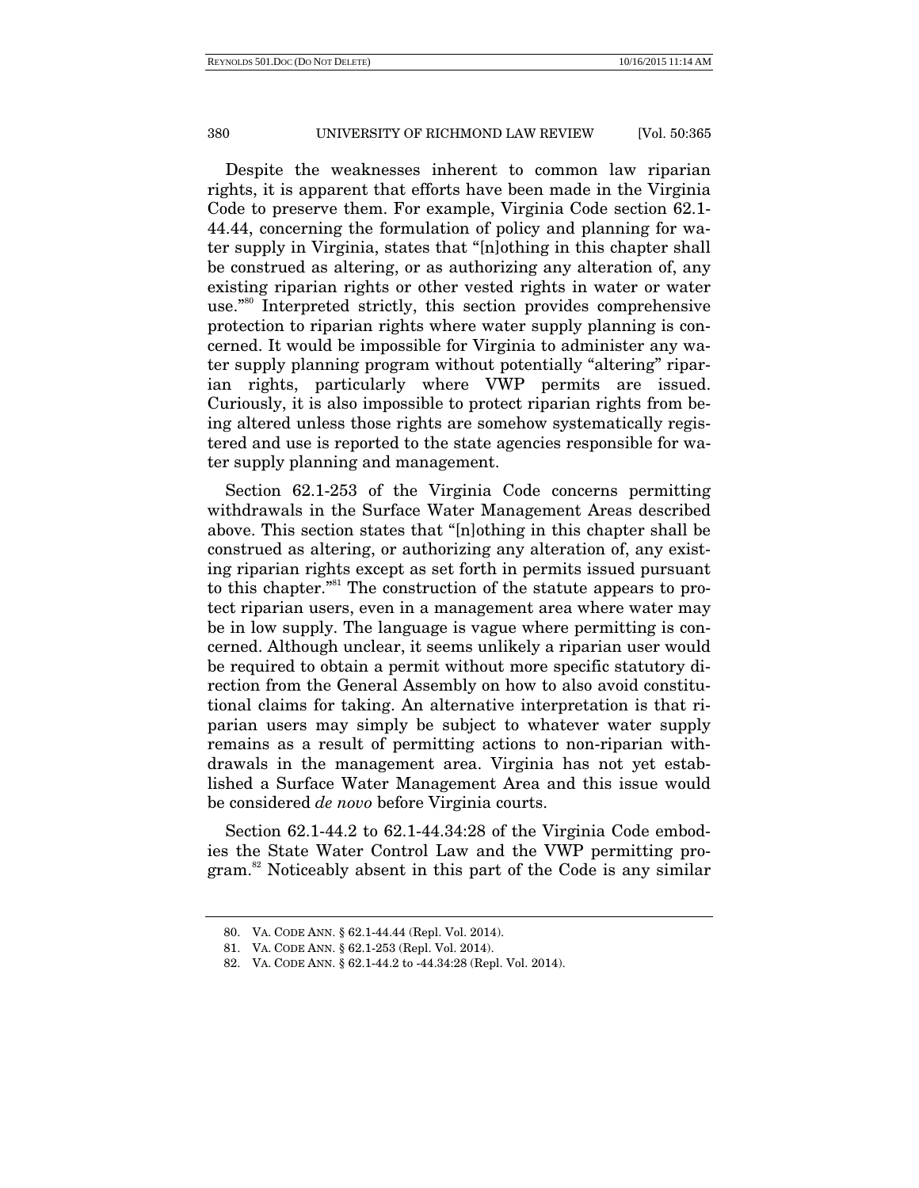Despite the weaknesses inherent to common law riparian rights, it is apparent that efforts have been made in the Virginia Code to preserve them. For example, Virginia Code section 62.1-44.44, concerning the formulation of policy and planning for water supply in Virginia, states that "[n]othing in this chapter shall be construed as altering, or as authorizing any alteration of, any existing riparian rights or other vested rights in water or water use."[80] Interpreted strictly, this section provides comprehensive protection to riparian rights where water supply planning is concerned. It would be impossible for Virginia to administer any water supply planning program without potentially "altering" riparian rights, particularly where VWP permits are issued. Curiously, it is also impossible to protect riparian rights from being altered unless those rights are somehow systematically registered and use is reported to the state agencies responsible for water supply planning and management.

Section 62.1-253 of the Virginia Code concerns permitting withdrawals in the Surface Water Management Areas described above. This section states that "[n]othing in this chapter shall be construed as altering, or authorizing any alteration of, any existing riparian rights except as set forth in permits issued pursuant to this chapter."[81] The construction of the statute appears to protect riparian users, even in a management area where water may be in low supply. The language is vague where permitting is concerned. Although unclear, it seems unlikely a riparian user would be required to obtain a permit without more specific statutory direction from the General Assembly on how to also avoid constitutional claims for taking. An alternative interpretation is that riparian users may simply be subject to whatever water supply remains as a result of permitting actions to non-riparian withdrawals in the management area. Virginia has not yet established a Surface Water Management Area and this issue would be considered *de novo* before Virginia courts.

Section 62.1-44.2 to 62.1-44.34:28 of the Virginia Code embodies the State Water Control Law and the VWP permitting program.[82] Noticeably absent in this part of the Code is any similar

80. VA. CODE ANN. § 62.1-44.44 (Repl. Vol. 2014).

81. VA. CODE ANN. § 62.1-253 (Repl. Vol. 2014).

82. VA. CODE ANN. § 62.1-44.2 to -44.34:28 (Repl. Vol. 2014).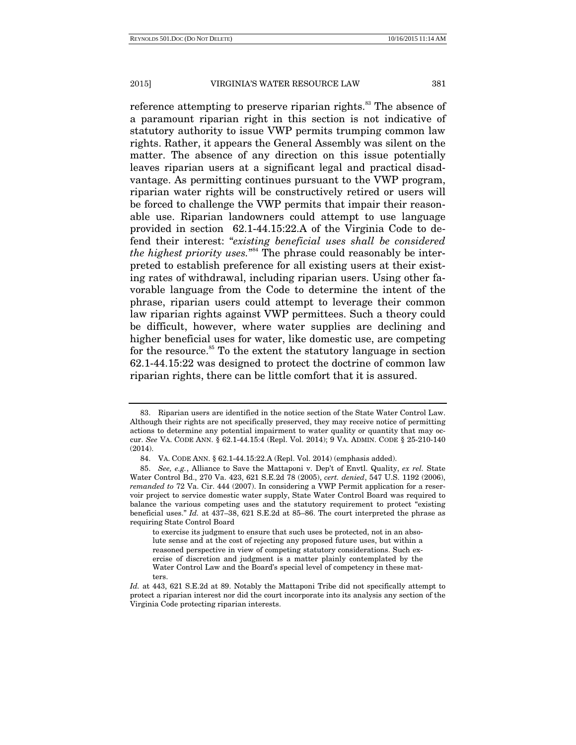reference attempting to preserve riparian rights.[83] The absence of a paramount riparian right in this section is not indicative of statutory authority to issue VWP permits trumping common law rights. Rather, it appears the General Assembly was silent on the matter. The absence of any direction on this issue potentially leaves riparian users at a significant legal and practical disadvantage. As permitting continues pursuant to the VWP program, riparian water rights will be constructively retired or users will be forced to challenge the VWP permits that impair their reasonable use. Riparian landowners could attempt to use language provided in section 62.1-44.15:22.A of the Virginia Code to defend their interest: "*existing beneficial uses shall be considered the highest priority uses.*"[84] The phrase could reasonably be interpreted to establish preference for all existing users at their existing rates of withdrawal, including riparian users. Using other favorable language from the Code to determine the intent of the phrase, riparian users could attempt to leverage their common law riparian rights against VWP permittees. Such a theory could be difficult, however, where water supplies are declining and higher beneficial uses for water, like domestic use, are competing for the resource.[85] To the extent the statutory language in section 62.1-44.15:22 was designed to protect the doctrine of common law riparian rights, there can be little comfort that it is assured.

---

83. Riparian users are identified in the notice section of the State Water Control Law. Although their rights are not specifically preserved, they may receive notice of permitting actions to determine any potential impairment to water quality or quantity that may occur. *See* VA. CODE ANN. § 62.1-44.15:4 (Repl. Vol. 2014); 9 VA. ADMIN. CODE § 25-210-140 (2014).

84. VA. CODE ANN. § 62.1-44.15:22.A (Repl. Vol. 2014) (emphasis added).

85. *See, e.g.*, Alliance to Save the Mattaponi v. Dep't of Envtl. Quality, *ex rel.* State Water Control Bd., 270 Va. 423, 621 S.E.2d 78 (2005), *cert. denied*, 547 U.S. 1192 (2006), *remanded to* 72 Va. Cir. 444 (2007). In considering a VWP Permit application for a reservoir project to service domestic water supply, State Water Control Board was required to balance the various competing uses and the statutory requirement to protect "existing beneficial uses." *Id.* at 437–38, 621 S.E.2d at 85–86. The court interpreted the phrase as requiring State Control Board

> to exercise its judgment to ensure that such uses be protected, not in an absolute sense and at the cost of rejecting any proposed future uses, but within a reasoned perspective in view of competing statutory considerations. Such exercise of discretion and judgment is a matter plainly contemplated by the Water Control Law and the Board's special level of competency in these matters.

*Id.* at 443, 621 S.E.2d at 89. Notably the Mattaponi Tribe did not specifically attempt to protect a riparian interest nor did the court incorporate into its analysis any section of the Virginia Code protecting riparian interests.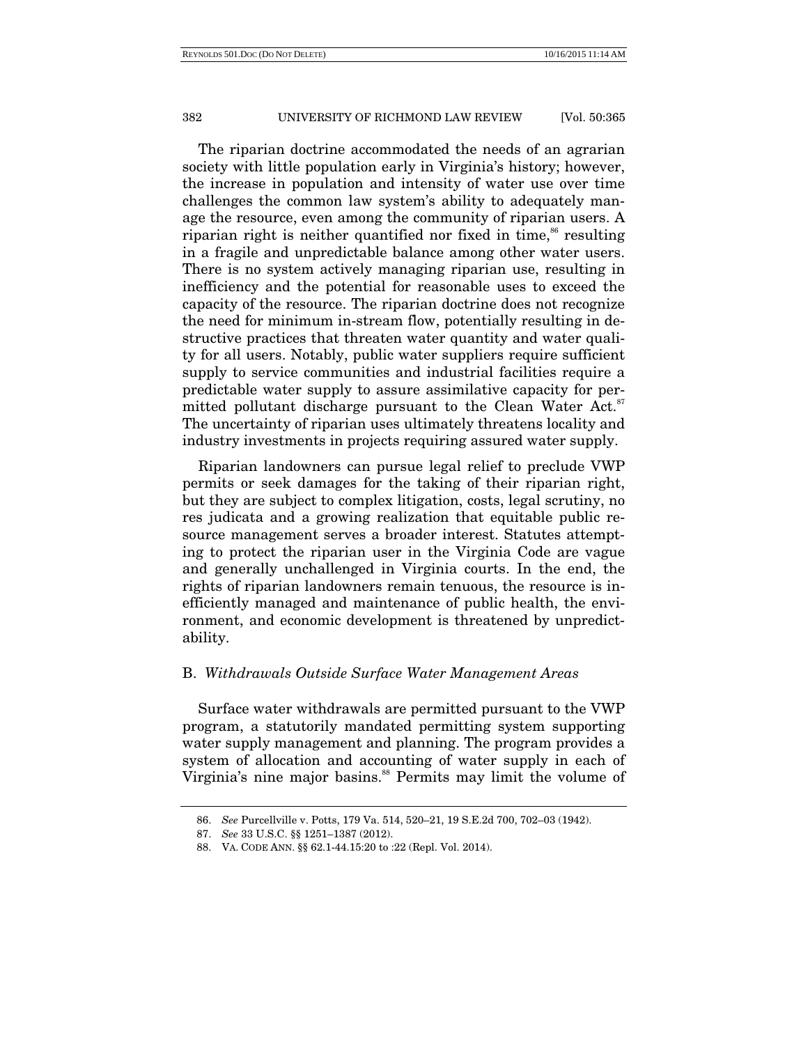The riparian doctrine accommodated the needs of an agrarian society with little population early in Virginia's history; however, the increase in population and intensity of water use over time challenges the common law system's ability to adequately manage the resource, even among the community of riparian users. A riparian right is neither quantified nor fixed in time,[86] resulting in a fragile and unpredictable balance among other water users. There is no system actively managing riparian use, resulting in inefficiency and the potential for reasonable uses to exceed the capacity of the resource. The riparian doctrine does not recognize the need for minimum in-stream flow, potentially resulting in destructive practices that threaten water quantity and water quality for all users. Notably, public water suppliers require sufficient supply to service communities and industrial facilities require a predictable water supply to assure assimilative capacity for permitted pollutant discharge pursuant to the Clean Water Act.[87] The uncertainty of riparian uses ultimately threatens locality and industry investments in projects requiring assured water supply.

Riparian landowners can pursue legal relief to preclude VWP permits or seek damages for the taking of their riparian right, but they are subject to complex litigation, costs, legal scrutiny, no res judicata and a growing realization that equitable public resource management serves a broader interest. Statutes attempting to protect the riparian user in the Virginia Code are vague and generally unchallenged in Virginia courts. In the end, the rights of riparian landowners remain tenuous, the resource is inefficiently managed and maintenance of public health, the environment, and economic development is threatened by unpredictability.

## B. *Withdrawals Outside Surface Water Management Areas*

Surface water withdrawals are permitted pursuant to the VWP program, a statutorily mandated permitting system supporting water supply management and planning. The program provides a system of allocation and accounting of water supply in each of Virginia's nine major basins.[88] Permits may limit the volume of

---

86. *See* Purcellville v. Potts, 179 Va. 514, 520–21, 19 S.E.2d 700, 702–03 (1942).

87. *See* 33 U.S.C. §§ 1251–1387 (2012).

88. VA. CODE ANN. §§ 62.1-44.15:20 to :22 (Repl. Vol. 2014).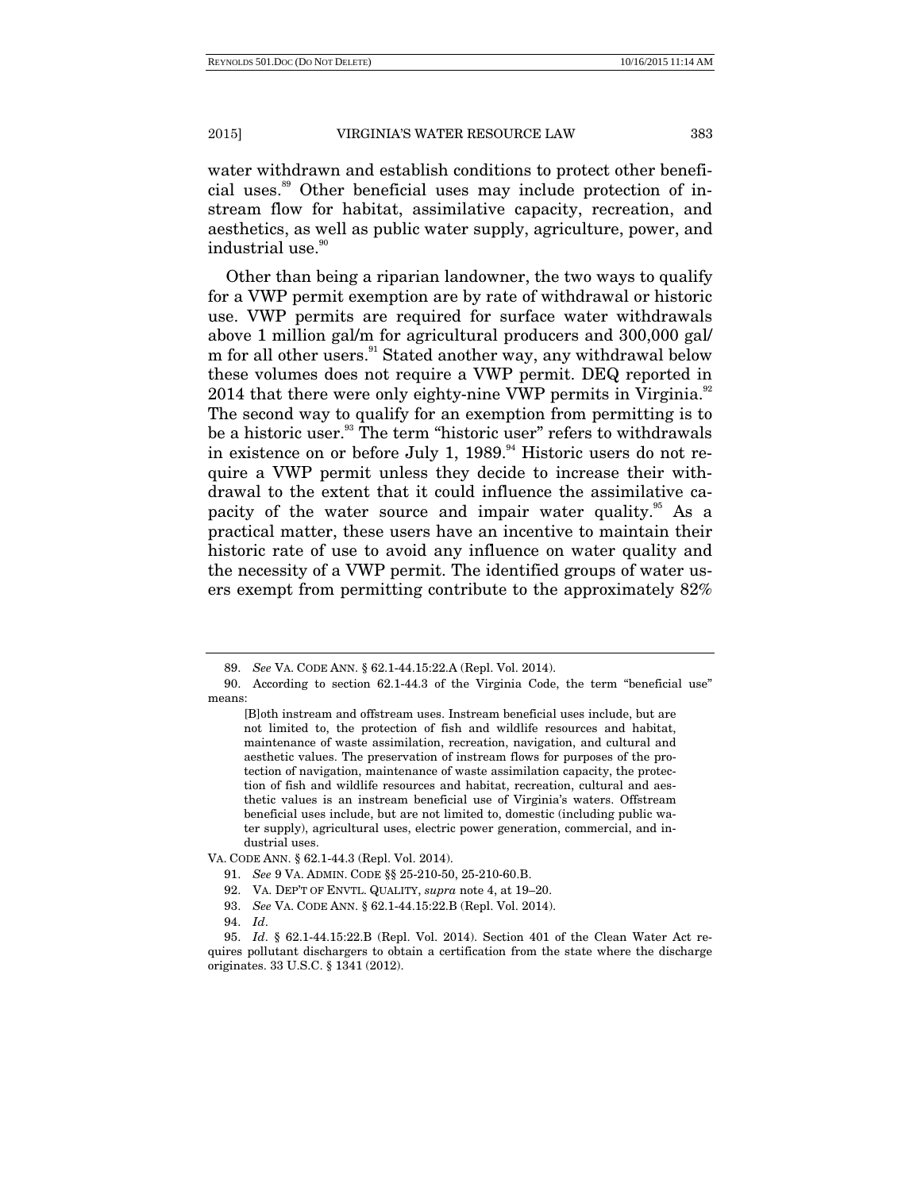water withdrawn and establish conditions to protect other beneficial uses.[89] Other beneficial uses may include protection of instream flow for habitat, assimilative capacity, recreation, and aesthetics, as well as public water supply, agriculture, power, and industrial use.[90]

Other than being a riparian landowner, the two ways to qualify for a VWP permit exemption are by rate of withdrawal or historic use. VWP permits are required for surface water withdrawals above 1 million gal/m for agricultural producers and 300,000 gal/m for all other users.[91] Stated another way, any withdrawal below these volumes does not require a VWP permit. DEQ reported in 2014 that there were only eighty-nine VWP permits in Virginia.[92] The second way to qualify for an exemption from permitting is to be a historic user.[93] The term "historic user" refers to withdrawals in existence on or before July 1, 1989.[94] Historic users do not require a VWP permit unless they decide to increase their withdrawal to the extent that it could influence the assimilative capacity of the water source and impair water quality.[95] As a practical matter, these users have an incentive to maintain their historic rate of use to avoid any influence on water quality and the necessity of a VWP permit. The identified groups of water users exempt from permitting contribute to the approximately 82%

---

89. *See* VA. CODE ANN. § 62.1-44.15:22.A (Repl. Vol. 2014).

90. According to section 62.1-44.3 of the Virginia Code, the term "beneficial use" means:

> [B]oth instream and offstream uses. Instream beneficial uses include, but are not limited to, the protection of fish and wildlife resources and habitat, maintenance of waste assimilation, recreation, navigation, and cultural and aesthetic values. The preservation of instream flows for purposes of the protection of navigation, maintenance of waste assimilation capacity, the protection of fish and wildlife resources and habitat, recreation, cultural and aesthetic values is an instream beneficial use of Virginia's waters. Offstream beneficial uses include, but are not limited to, domestic (including public water supply), agricultural uses, electric power generation, commercial, and industrial uses.

VA. CODE ANN. § 62.1-44.3 (Repl. Vol. 2014).

91. *See* 9 VA. ADMIN. CODE §§ 25-210-50, 25-210-60.B.

92. VA. DEP'T OF ENVTL. QUALITY, *supra* note 4, at 19–20.

93. *See* VA. CODE ANN. § 62.1-44.15:22.B (Repl. Vol. 2014).

94. *Id*.

95. *Id*. § 62.1-44.15:22.B (Repl. Vol. 2014). Section 401 of the Clean Water Act requires pollutant dischargers to obtain a certification from the state where the discharge originates. 33 U.S.C. § 1341 (2012).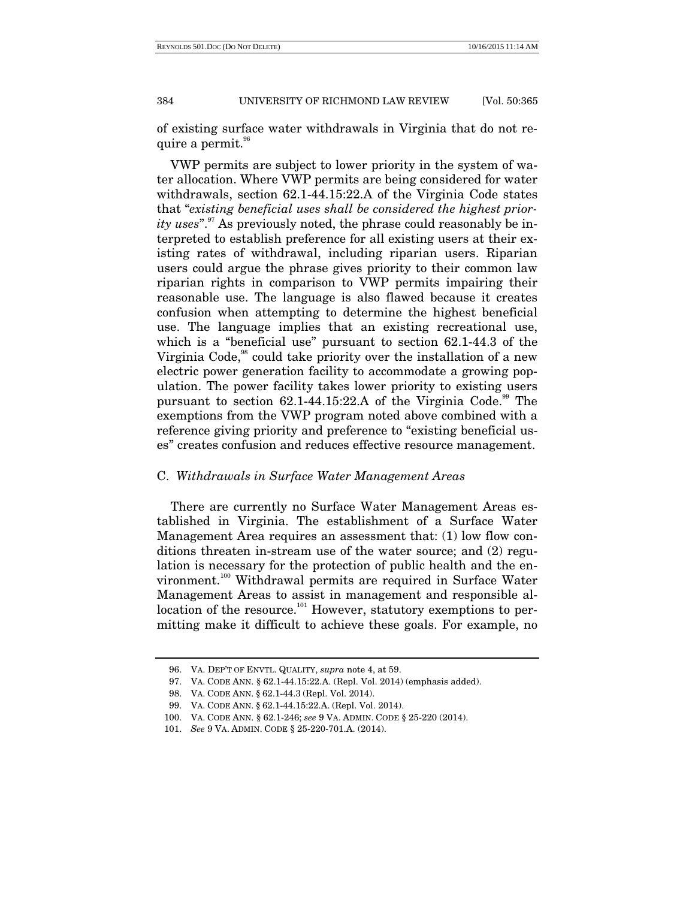of existing surface water withdrawals in Virginia that do not require a permit.[96]

VWP permits are subject to lower priority in the system of water allocation. Where VWP permits are being considered for water withdrawals, section 62.1-44.15:22.A of the Virginia Code states that "*existing beneficial uses shall be considered the highest priority uses*".[97] As previously noted, the phrase could reasonably be interpreted to establish preference for all existing users at their existing rates of withdrawal, including riparian users. Riparian users could argue the phrase gives priority to their common law riparian rights in comparison to VWP permits impairing their reasonable use. The language is also flawed because it creates confusion when attempting to determine the highest beneficial use. The language implies that an existing recreational use, which is a "beneficial use" pursuant to section 62.1-44.3 of the Virginia Code,[98] could take priority over the installation of a new electric power generation facility to accommodate a growing population. The power facility takes lower priority to existing users pursuant to section 62.1-44.15:22.A of the Virginia Code.[99] The exemptions from the VWP program noted above combined with a reference giving priority and preference to "existing beneficial uses" creates confusion and reduces effective resource management.

### C. *Withdrawals in Surface Water Management Areas*

There are currently no Surface Water Management Areas established in Virginia. The establishment of a Surface Water Management Area requires an assessment that: (1) low flow conditions threaten in-stream use of the water source; and (2) regulation is necessary for the protection of public health and the environment.[100] Withdrawal permits are required in Surface Water Management Areas to assist in management and responsible allocation of the resource.[101] However, statutory exemptions to permitting make it difficult to achieve these goals. For example, no

---

96. VA. DEP'T OF ENVTL. QUALITY, *supra* note 4, at 59.

97. VA. CODE ANN. § 62.1-44.15:22.A. (Repl. Vol. 2014) (emphasis added).

98. VA. CODE ANN. § 62.1-44.3 (Repl. Vol. 2014).

99. VA. CODE ANN. § 62.1-44.15:22.A. (Repl. Vol. 2014).

100. VA. CODE ANN. § 62.1-246; *see* 9 VA. ADMIN. CODE § 25-220 (2014).

101. *See* 9 VA. ADMIN. CODE § 25-220-701.A. (2014).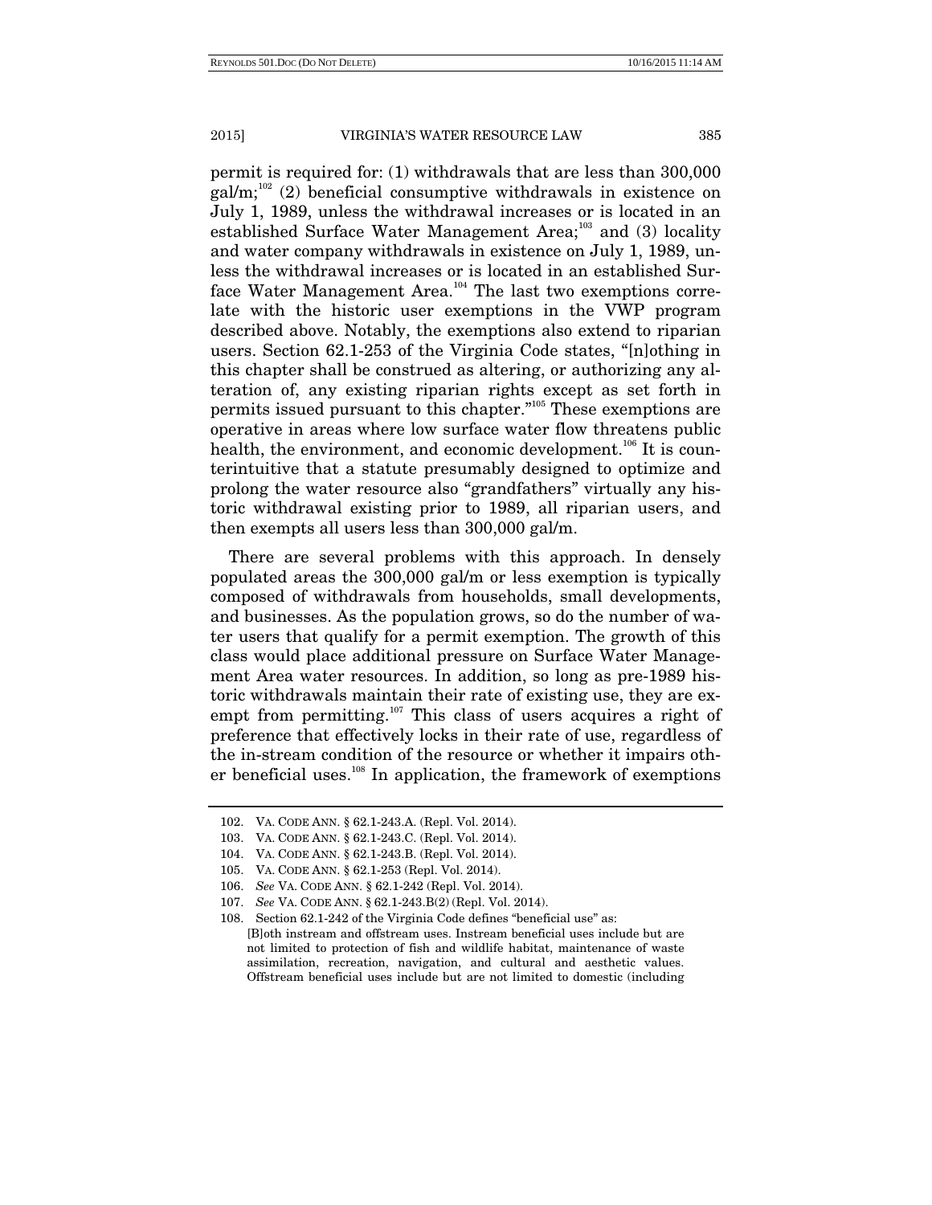permit is required for: (1) withdrawals that are less than 300,000 gal/m;[102] (2) beneficial consumptive withdrawals in existence on July 1, 1989, unless the withdrawal increases or is located in an established Surface Water Management Area;[103] and (3) locality and water company withdrawals in existence on July 1, 1989, unless the withdrawal increases or is located in an established Surface Water Management Area.[104] The last two exemptions correlate with the historic user exemptions in the VWP program described above. Notably, the exemptions also extend to riparian users. Section 62.1-253 of the Virginia Code states, "[n]othing in this chapter shall be construed as altering, or authorizing any alteration of, any existing riparian rights except as set forth in permits issued pursuant to this chapter."[105] These exemptions are operative in areas where low surface water flow threatens public health, the environment, and economic development.[106] It is counterintuitive that a statute presumably designed to optimize and prolong the water resource also "grandfathers" virtually any historic withdrawal existing prior to 1989, all riparian users, and then exempts all users less than 300,000 gal/m.

There are several problems with this approach. In densely populated areas the 300,000 gal/m or less exemption is typically composed of withdrawals from households, small developments, and businesses. As the population grows, so do the number of water users that qualify for a permit exemption. The growth of this class would place additional pressure on Surface Water Management Area water resources. In addition, so long as pre-1989 historic withdrawals maintain their rate of existing use, they are exempt from permitting.[107] This class of users acquires a right of preference that effectively locks in their rate of use, regardless of the in-stream condition of the resource or whether it impairs other beneficial uses.[108] In application, the framework of exemptions

---

102. VA. CODE ANN. § 62.1-243.A. (Repl. Vol. 2014).

103. VA. CODE ANN. § 62.1-243.C. (Repl. Vol. 2014).

104. VA. CODE ANN. § 62.1-243.B. (Repl. Vol. 2014).

105. VA. CODE ANN. § 62.1-253 (Repl. Vol. 2014).

106. *See* VA. CODE ANN. § 62.1-242 (Repl. Vol. 2014).

107. *See* VA. CODE ANN. § 62.1-243.B(2) (Repl. Vol. 2014).

108. Section 62.1-242 of the Virginia Code defines "beneficial use" as:

> [B]oth instream and offstream uses. Instream beneficial uses include but are not limited to protection of fish and wildlife habitat, maintenance of waste assimilation, recreation, navigation, and cultural and aesthetic values. Offstream beneficial uses include but are not limited to domestic (including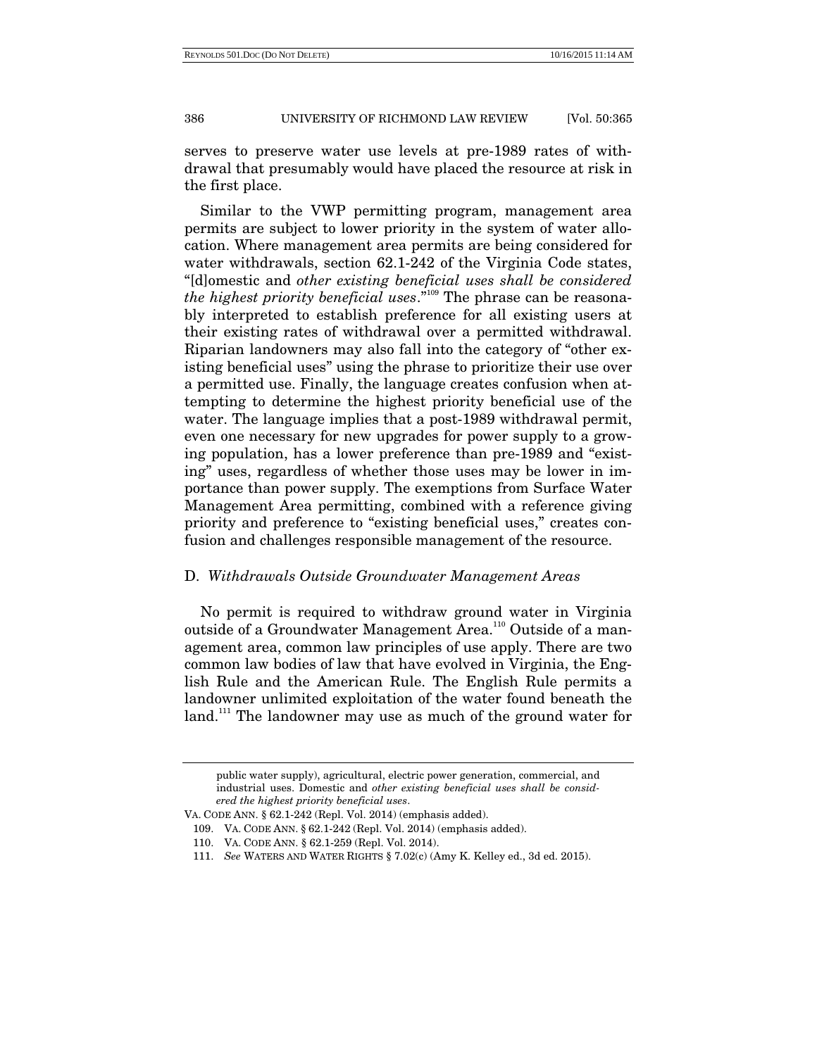serves to preserve water use levels at pre-1989 rates of withdrawal that presumably would have placed the resource at risk in the first place.

Similar to the VWP permitting program, management area permits are subject to lower priority in the system of water allocation. Where management area permits are being considered for water withdrawals, section 62.1-242 of the Virginia Code states, "[d]omestic and *other existing beneficial uses shall be considered the highest priority beneficial uses*."[109] The phrase can be reasonably interpreted to establish preference for all existing users at their existing rates of withdrawal over a permitted withdrawal. Riparian landowners may also fall into the category of "other existing beneficial uses" using the phrase to prioritize their use over a permitted use. Finally, the language creates confusion when attempting to determine the highest priority beneficial use of the water. The language implies that a post-1989 withdrawal permit, even one necessary for new upgrades for power supply to a growing population, has a lower preference than pre-1989 and "existing" uses, regardless of whether those uses may be lower in importance than power supply. The exemptions from Surface Water Management Area permitting, combined with a reference giving priority and preference to "existing beneficial uses," creates confusion and challenges responsible management of the resource.

### D. *Withdrawals Outside Groundwater Management Areas*

No permit is required to withdraw ground water in Virginia outside of a Groundwater Management Area.[110] Outside of a management area, common law principles of use apply. There are two common law bodies of law that have evolved in Virginia, the English Rule and the American Rule. The English Rule permits a landowner unlimited exploitation of the water found beneath the land.[111] The landowner may use as much of the ground water for

---

public water supply), agricultural, electric power generation, commercial, and industrial uses. Domestic and *other existing beneficial uses shall be considered the highest priority beneficial uses*.

VA. CODE ANN. § 62.1-242 (Repl. Vol. 2014) (emphasis added).

109. VA. CODE ANN. § 62.1-242 (Repl. Vol. 2014) (emphasis added).

110. VA. CODE ANN. § 62.1-259 (Repl. Vol. 2014).

111. *See* WATERS AND WATER RIGHTS § 7.02(c) (Amy K. Kelley ed., 3d ed. 2015).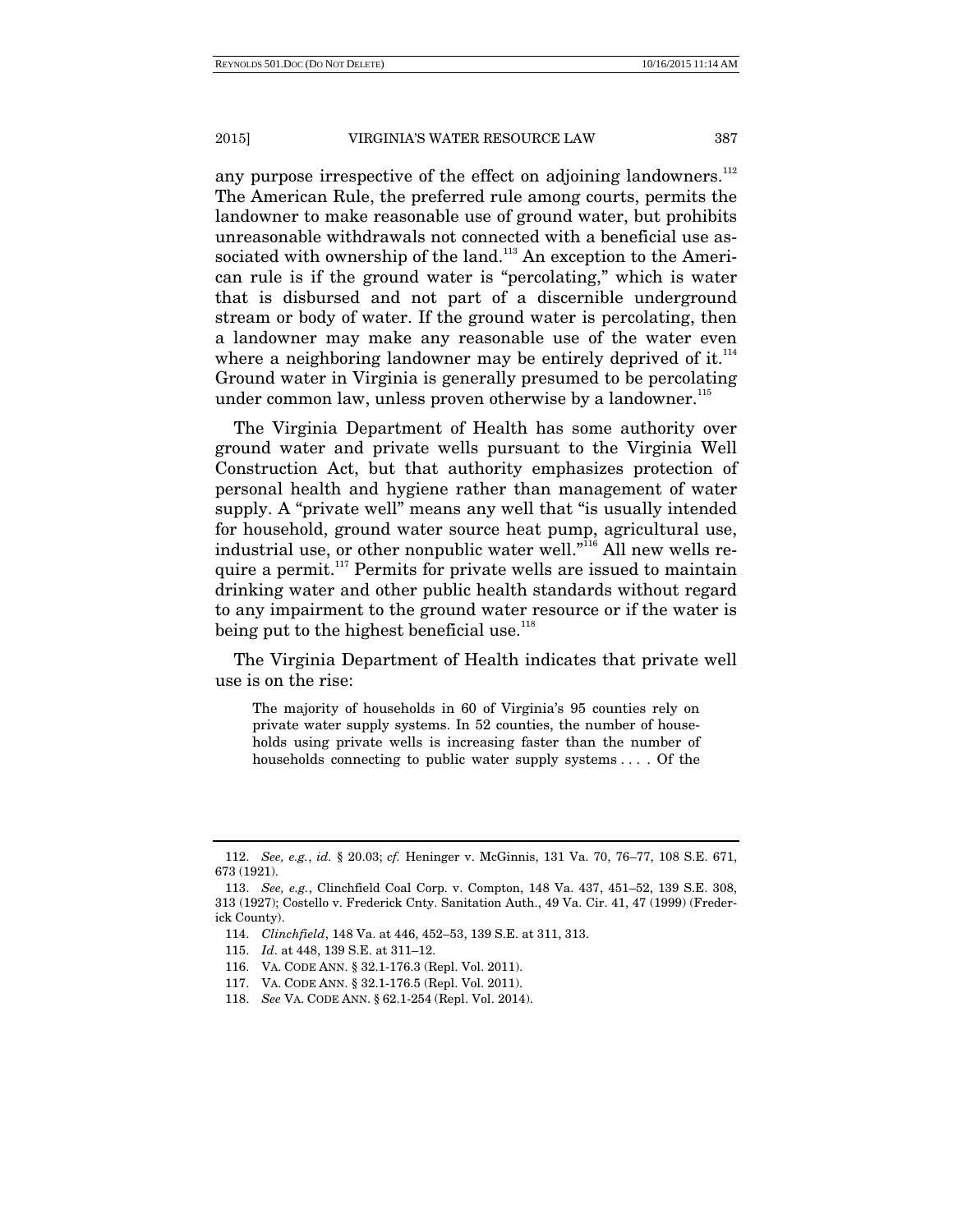any purpose irrespective of the effect on adjoining landowners.[112] The American Rule, the preferred rule among courts, permits the landowner to make reasonable use of ground water, but prohibits unreasonable withdrawals not connected with a beneficial use associated with ownership of the land.[113] An exception to the American rule is if the ground water is "percolating," which is water that is disbursed and not part of a discernible underground stream or body of water. If the ground water is percolating, then a landowner may make any reasonable use of the water even where a neighboring landowner may be entirely deprived of it.[114] Ground water in Virginia is generally presumed to be percolating under common law, unless proven otherwise by a landowner.[115]

The Virginia Department of Health has some authority over ground water and private wells pursuant to the Virginia Well Construction Act, but that authority emphasizes protection of personal health and hygiene rather than management of water supply. A "private well" means any well that "is usually intended for household, ground water source heat pump, agricultural use, industrial use, or other nonpublic water well."[116] All new wells require a permit.[117] Permits for private wells are issued to maintain drinking water and other public health standards without regard to any impairment to the ground water resource or if the water is being put to the highest beneficial use.[118]

The Virginia Department of Health indicates that private well use is on the rise:

> The majority of households in 60 of Virginia's 95 counties rely on private water supply systems. In 52 counties, the number of households using private wells is increasing faster than the number of households connecting to public water supply systems . . . . Of the

---

112. *See, e.g.*, *id.* § 20.03; *cf.* Heninger v. McGinnis, 131 Va. 70, 76–77, 108 S.E. 671, 673 (1921).

113. *See, e.g.*, Clinchfield Coal Corp. v. Compton, 148 Va. 437, 451–52, 139 S.E. 308, 313 (1927); Costello v. Frederick Cnty. Sanitation Auth., 49 Va. Cir. 41, 47 (1999) (Frederick County).

114. *Clinchfield*, 148 Va. at 446, 452–53, 139 S.E. at 311, 313.

115. *Id*. at 448, 139 S.E. at 311–12.

116. VA. CODE ANN. § 32.1-176.3 (Repl. Vol. 2011).

117. VA. CODE ANN. § 32.1-176.5 (Repl. Vol. 2011).

118. *See* VA. CODE ANN. § 62.1-254 (Repl. Vol. 2014).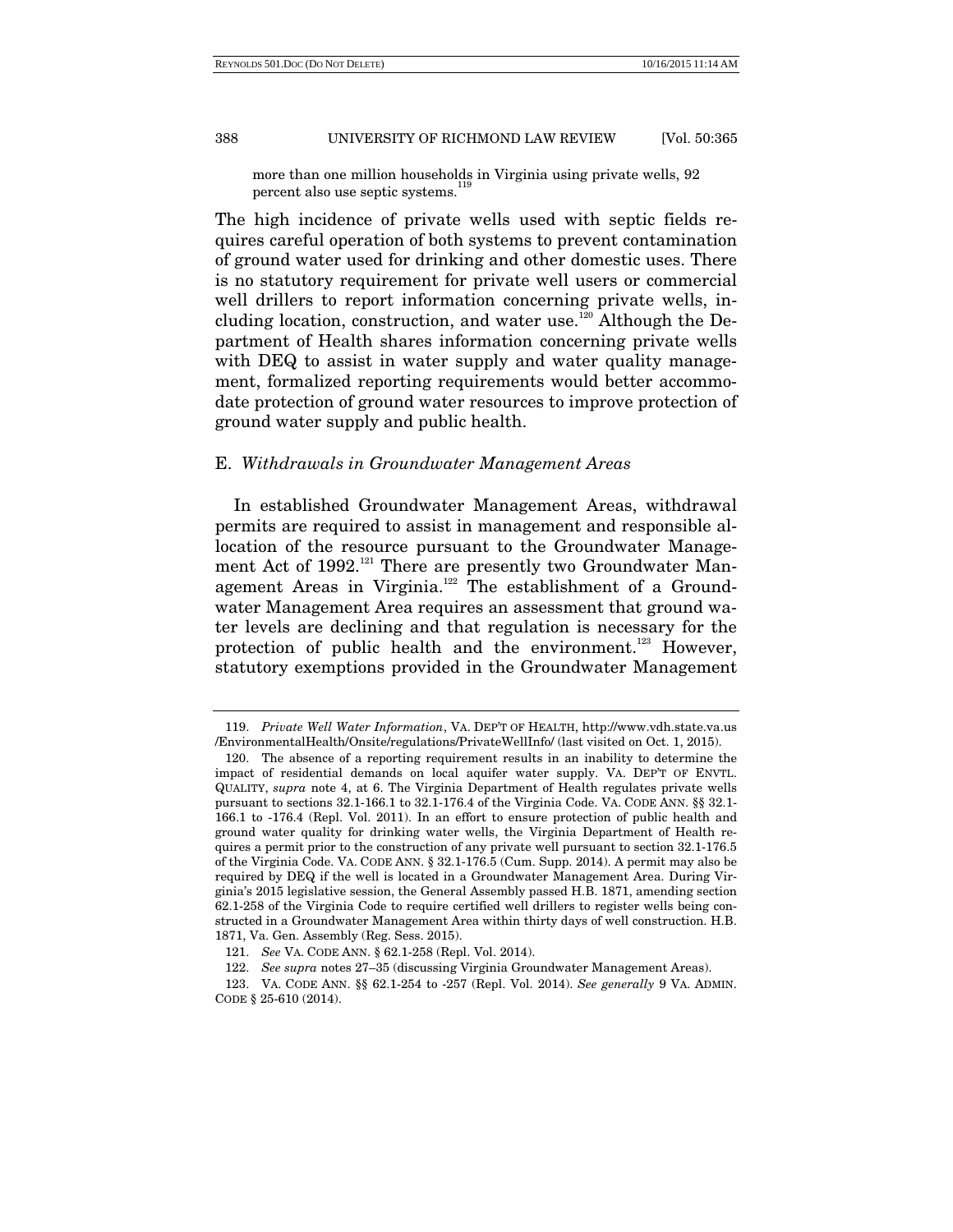more than one million households in Virginia using private wells, 92 percent also use septic systems.[119]

The high incidence of private wells used with septic fields requires careful operation of both systems to prevent contamination of ground water used for drinking and other domestic uses. There is no statutory requirement for private well users or commercial well drillers to report information concerning private wells, including location, construction, and water use.[120] Although the Department of Health shares information concerning private wells with DEQ to assist in water supply and water quality management, formalized reporting requirements would better accommodate protection of ground water resources to improve protection of ground water supply and public health.

### E. *Withdrawals in Groundwater Management Areas*

In established Groundwater Management Areas, withdrawal permits are required to assist in management and responsible allocation of the resource pursuant to the Groundwater Management Act of 1992.[121] There are presently two Groundwater Management Areas in Virginia.[122] The establishment of a Groundwater Management Area requires an assessment that ground water levels are declining and that regulation is necessary for the protection of public health and the environment.[123] However, statutory exemptions provided in the Groundwater Management

---

119. *Private Well Water Information*, VA. DEP'T OF HEALTH, http://www.vdh.state.va.us/EnvironmentalHealth/Onsite/regulations/PrivateWellInfo/ (last visited on Oct. 1, 2015).

120. The absence of a reporting requirement results in an inability to determine the impact of residential demands on local aquifer water supply. VA. DEP'T OF ENVTL. QUALITY, *supra* note 4, at 6. The Virginia Department of Health regulates private wells pursuant to sections 32.1-166.1 to 32.1-176.4 of the Virginia Code. VA. CODE ANN. §§ 32.1-166.1 to -176.4 (Repl. Vol. 2011). In an effort to ensure protection of public health and ground water quality for drinking water wells, the Virginia Department of Health requires a permit prior to the construction of any private well pursuant to section 32.1-176.5 of the Virginia Code. VA. CODE ANN. § 32.1-176.5 (Cum. Supp. 2014). A permit may also be required by DEQ if the well is located in a Groundwater Management Area. During Virginia's 2015 legislative session, the General Assembly passed H.B. 1871, amending section 62.1-258 of the Virginia Code to require certified well drillers to register wells being constructed in a Groundwater Management Area within thirty days of well construction. H.B. 1871, Va. Gen. Assembly (Reg. Sess. 2015).

121. *See* VA. CODE ANN. § 62.1-258 (Repl. Vol. 2014).

122. *See supra* notes 27–35 (discussing Virginia Groundwater Management Areas).

123. VA. CODE ANN. §§ 62.1-254 to -257 (Repl. Vol. 2014). *See generally* 9 VA. ADMIN. CODE § 25-610 (2014).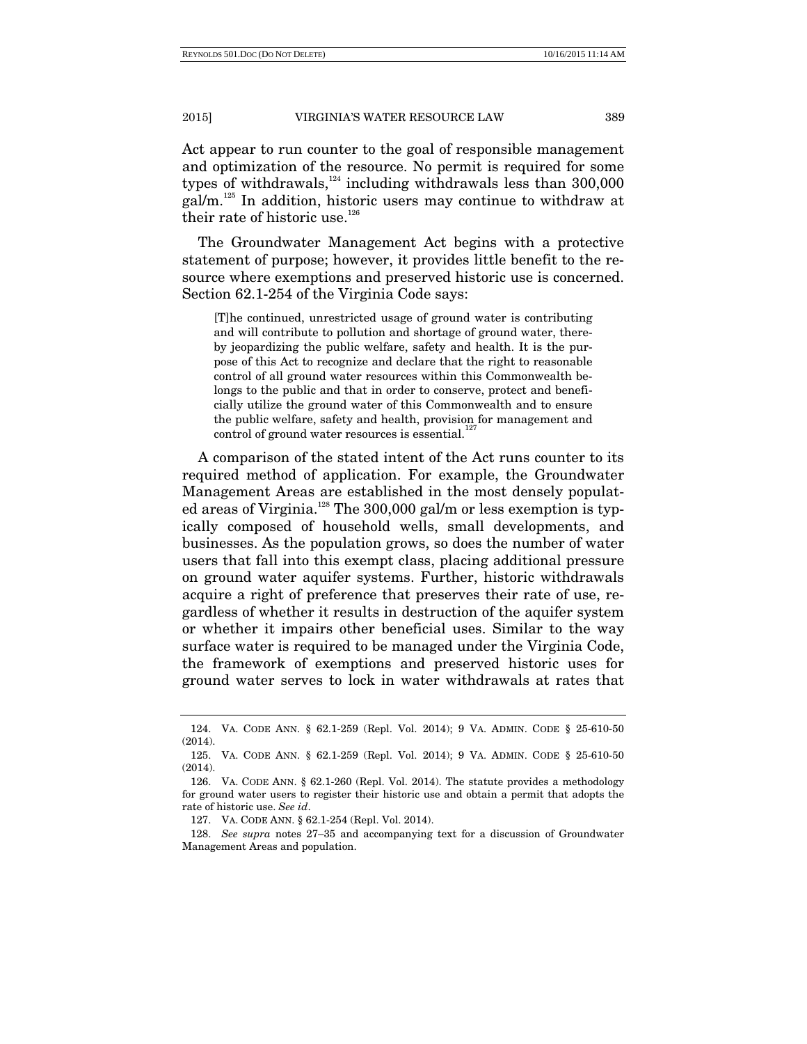Act appear to run counter to the goal of responsible management and optimization of the resource. No permit is required for some types of withdrawals,[124] including withdrawals less than 300,000 gal/m.[125] In addition, historic users may continue to withdraw at their rate of historic use.[126]

The Groundwater Management Act begins with a protective statement of purpose; however, it provides little benefit to the resource where exemptions and preserved historic use is concerned. Section 62.1-254 of the Virginia Code says:

> [T]he continued, unrestricted usage of ground water is contributing and will contribute to pollution and shortage of ground water, thereby jeopardizing the public welfare, safety and health. It is the purpose of this Act to recognize and declare that the right to reasonable control of all ground water resources within this Commonwealth belongs to the public and that in order to conserve, protect and beneficially utilize the ground water of this Commonwealth and to ensure the public welfare, safety and health, provision for management and control of ground water resources is essential.[127]

A comparison of the stated intent of the Act runs counter to its required method of application. For example, the Groundwater Management Areas are established in the most densely populated areas of Virginia.[128] The 300,000 gal/m or less exemption is typically composed of household wells, small developments, and businesses. As the population grows, so does the number of water users that fall into this exempt class, placing additional pressure on ground water aquifer systems. Further, historic withdrawals acquire a right of preference that preserves their rate of use, regardless of whether it results in destruction of the aquifer system or whether it impairs other beneficial uses. Similar to the way surface water is required to be managed under the Virginia Code, the framework of exemptions and preserved historic uses for ground water serves to lock in water withdrawals at rates that

---

124. VA. CODE ANN. § 62.1-259 (Repl. Vol. 2014); 9 VA. ADMIN. CODE § 25-610-50 (2014).

125. VA. CODE ANN. § 62.1-259 (Repl. Vol. 2014); 9 VA. ADMIN. CODE § 25-610-50 (2014).

126. VA. CODE ANN. § 62.1-260 (Repl. Vol. 2014). The statute provides a methodology for ground water users to register their historic use and obtain a permit that adopts the rate of historic use. *See id*.

127. VA. CODE ANN. § 62.1-254 (Repl. Vol. 2014).

128. *See supra* notes 27–35 and accompanying text for a discussion of Groundwater Management Areas and population.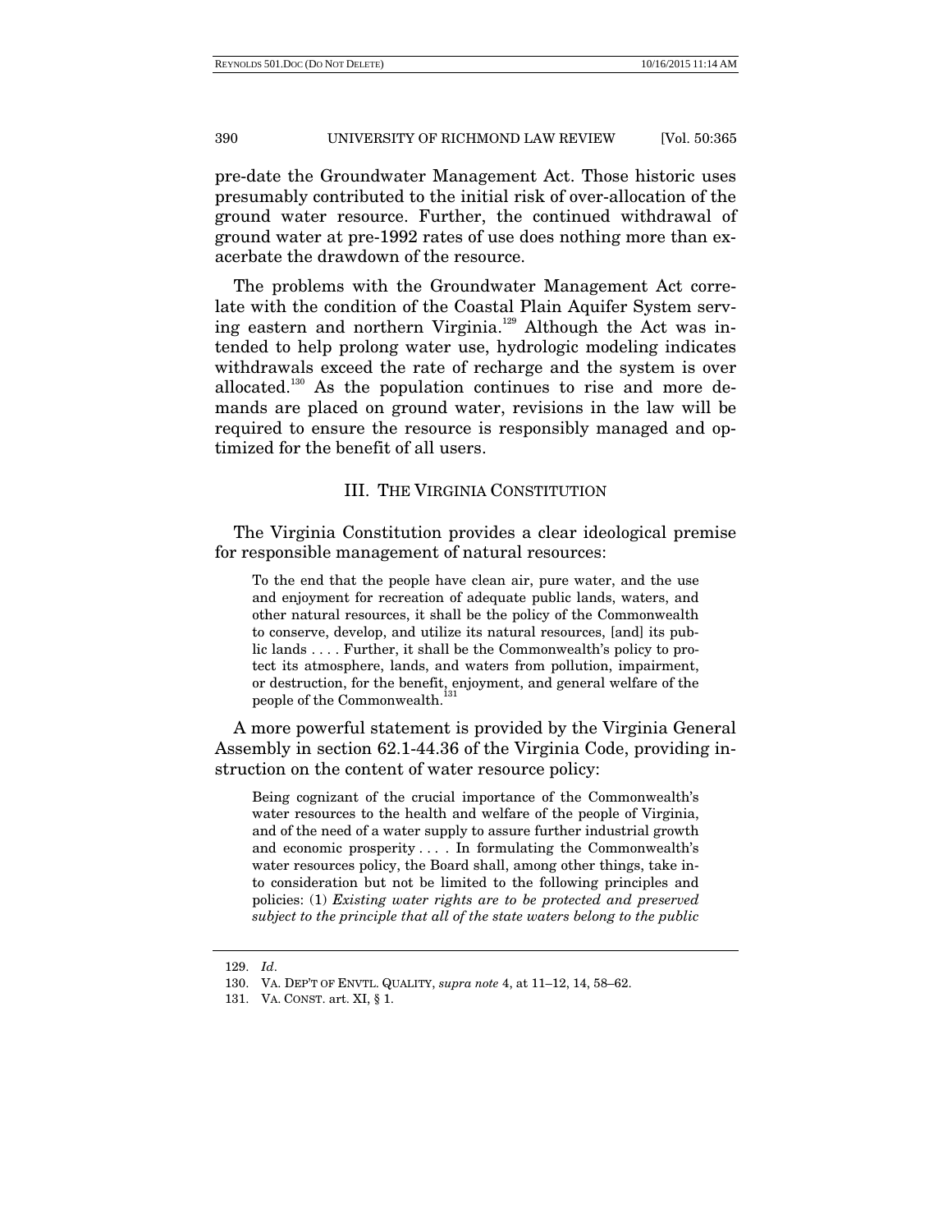pre-date the Groundwater Management Act. Those historic uses presumably contributed to the initial risk of over-allocation of the ground water resource. Further, the continued withdrawal of ground water at pre-1992 rates of use does nothing more than exacerbate the drawdown of the resource.

The problems with the Groundwater Management Act correlate with the condition of the Coastal Plain Aquifer System serving eastern and northern Virginia.[129] Although the Act was intended to help prolong water use, hydrologic modeling indicates withdrawals exceed the rate of recharge and the system is over allocated.[130] As the population continues to rise and more demands are placed on ground water, revisions in the law will be required to ensure the resource is responsibly managed and optimized for the benefit of all users.

## III. THE VIRGINIA CONSTITUTION

The Virginia Constitution provides a clear ideological premise for responsible management of natural resources:

> To the end that the people have clean air, pure water, and the use and enjoyment for recreation of adequate public lands, waters, and other natural resources, it shall be the policy of the Commonwealth to conserve, develop, and utilize its natural resources, [and] its public lands . . . . Further, it shall be the Commonwealth's policy to protect its atmosphere, lands, and waters from pollution, impairment, or destruction, for the benefit, enjoyment, and general welfare of the people of the Commonwealth.[131]

A more powerful statement is provided by the Virginia General Assembly in section 62.1-44.36 of the Virginia Code, providing instruction on the content of water resource policy:

> Being cognizant of the crucial importance of the Commonwealth's water resources to the health and welfare of the people of Virginia, and of the need of a water supply to assure further industrial growth and economic prosperity . . . . In formulating the Commonwealth's water resources policy, the Board shall, among other things, take into consideration but not be limited to the following principles and policies: (1) *Existing water rights are to be protected and preserved subject to the principle that all of the state waters belong to the public*

129. *Id*.

130. VA. DEP'T OF ENVTL. QUALITY, *supra note* 4, at 11–12, 14, 58–62.

131. VA. CONST. art. XI, § 1.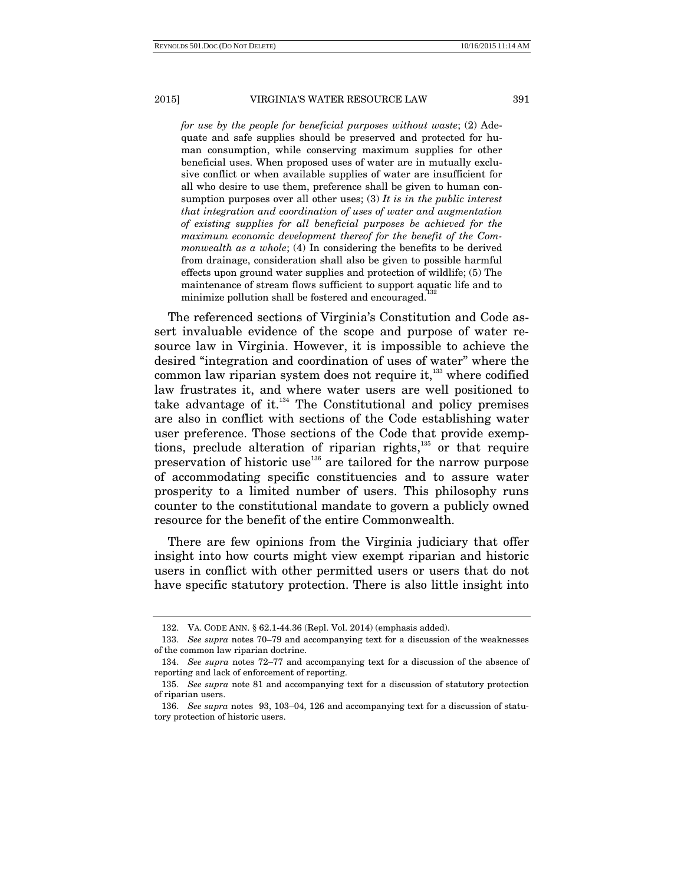> *for use by the people for beneficial purposes without waste*; (2) Adequate and safe supplies should be preserved and protected for human consumption, while conserving maximum supplies for other beneficial uses. When proposed uses of water are in mutually exclusive conflict or when available supplies of water are insufficient for all who desire to use them, preference shall be given to human consumption purposes over all other uses; (3) *It is in the public interest that integration and coordination of uses of water and augmentation of existing supplies for all beneficial purposes be achieved for the maximum economic development thereof for the benefit of the Commonwealth as a whole*; (4) In considering the benefits to be derived from drainage, consideration shall also be given to possible harmful effects upon ground water supplies and protection of wildlife; (5) The maintenance of stream flows sufficient to support aquatic life and to minimize pollution shall be fostered and encouraged.[132]

The referenced sections of Virginia's Constitution and Code assert invaluable evidence of the scope and purpose of water resource law in Virginia. However, it is impossible to achieve the desired "integration and coordination of uses of water" where the common law riparian system does not require it,[133] where codified law frustrates it, and where water users are well positioned to take advantage of it.[134] The Constitutional and policy premises are also in conflict with sections of the Code establishing water user preference. Those sections of the Code that provide exemptions, preclude alteration of riparian rights,[135] or that require preservation of historic use[136] are tailored for the narrow purpose of accommodating specific constituencies and to assure water prosperity to a limited number of users. This philosophy runs counter to the constitutional mandate to govern a publicly owned resource for the benefit of the entire Commonwealth.

There are few opinions from the Virginia judiciary that offer insight into how courts might view exempt riparian and historic users in conflict with other permitted users or users that do not have specific statutory protection. There is also little insight into

---

132. VA. CODE ANN. § 62.1-44.36 (Repl. Vol. 2014) (emphasis added).

133. *See supra* notes 70–79 and accompanying text for a discussion of the weaknesses of the common law riparian doctrine.

134. *See supra* notes 72–77 and accompanying text for a discussion of the absence of reporting and lack of enforcement of reporting.

135. *See supra* note 81 and accompanying text for a discussion of statutory protection of riparian users.

136. *See supra* notes 93, 103–04, 126 and accompanying text for a discussion of statutory protection of historic users.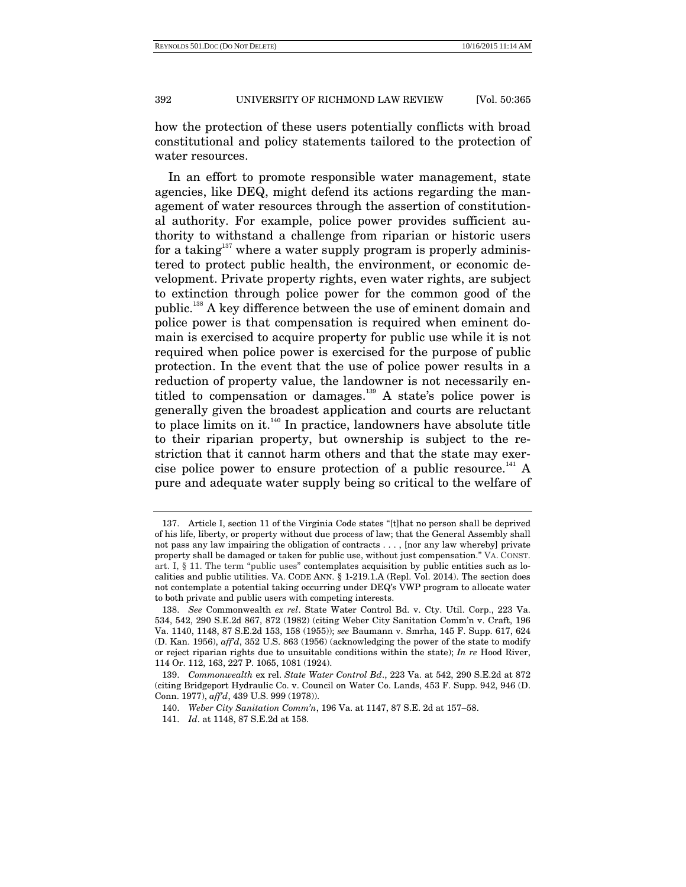how the protection of these users potentially conflicts with broad constitutional and policy statements tailored to the protection of water resources.

In an effort to promote responsible water management, state agencies, like DEQ, might defend its actions regarding the management of water resources through the assertion of constitutional authority. For example, police power provides sufficient authority to withstand a challenge from riparian or historic users for a taking[137] where a water supply program is properly administered to protect public health, the environment, or economic development. Private property rights, even water rights, are subject to extinction through police power for the common good of the public.[138] A key difference between the use of eminent domain and police power is that compensation is required when eminent domain is exercised to acquire property for public use while it is not required when police power is exercised for the purpose of public protection. In the event that the use of police power results in a reduction of property value, the landowner is not necessarily entitled to compensation or damages.[139] A state's police power is generally given the broadest application and courts are reluctant to place limits on it.[140] In practice, landowners have absolute title to their riparian property, but ownership is subject to the restriction that it cannot harm others and that the state may exercise police power to ensure protection of a public resource.[141] A pure and adequate water supply being so critical to the welfare of

---

137. Article I, section 11 of the Virginia Code states "[t]hat no person shall be deprived of his life, liberty, or property without due process of law; that the General Assembly shall not pass any law impairing the obligation of contracts . . . , [nor any law whereby] private property shall be damaged or taken for public use, without just compensation." VA. CONST. art. I, § 11. The term "public uses" contemplates acquisition by public entities such as localities and public utilities. VA. CODE ANN. § 1-219.1.A (Repl. Vol. 2014). The section does not contemplate a potential taking occurring under DEQ's VWP program to allocate water to both private and public users with competing interests.

138. *See* Commonwealth *ex rel*. State Water Control Bd. v. Cty. Util. Corp., 223 Va. 534, 542, 290 S.E.2d 867, 872 (1982) (citing Weber City Sanitation Comm'n v. Craft, 196 Va. 1140, 1148, 87 S.E.2d 153, 158 (1955)); *see* Baumann v. Smrha, 145 F. Supp. 617, 624 (D. Kan. 1956), *aff'd*, 352 U.S. 863 (1956) (acknowledging the power of the state to modify or reject riparian rights due to unsuitable conditions within the state); *In re* Hood River, 114 Or. 112, 163, 227 P. 1065, 1081 (1924).

139. *Commonwealth* ex rel. *State Water Control Bd*., 223 Va. at 542, 290 S.E.2d at 872 (citing Bridgeport Hydraulic Co. v. Council on Water Co. Lands, 453 F. Supp. 942, 946 (D. Conn. 1977), *aff'd*, 439 U.S. 999 (1978)).

140. *Weber City Sanitation Comm'n*, 196 Va. at 1147, 87 S.E. 2d at 157–58.

141. *Id*. at 1148, 87 S.E.2d at 158.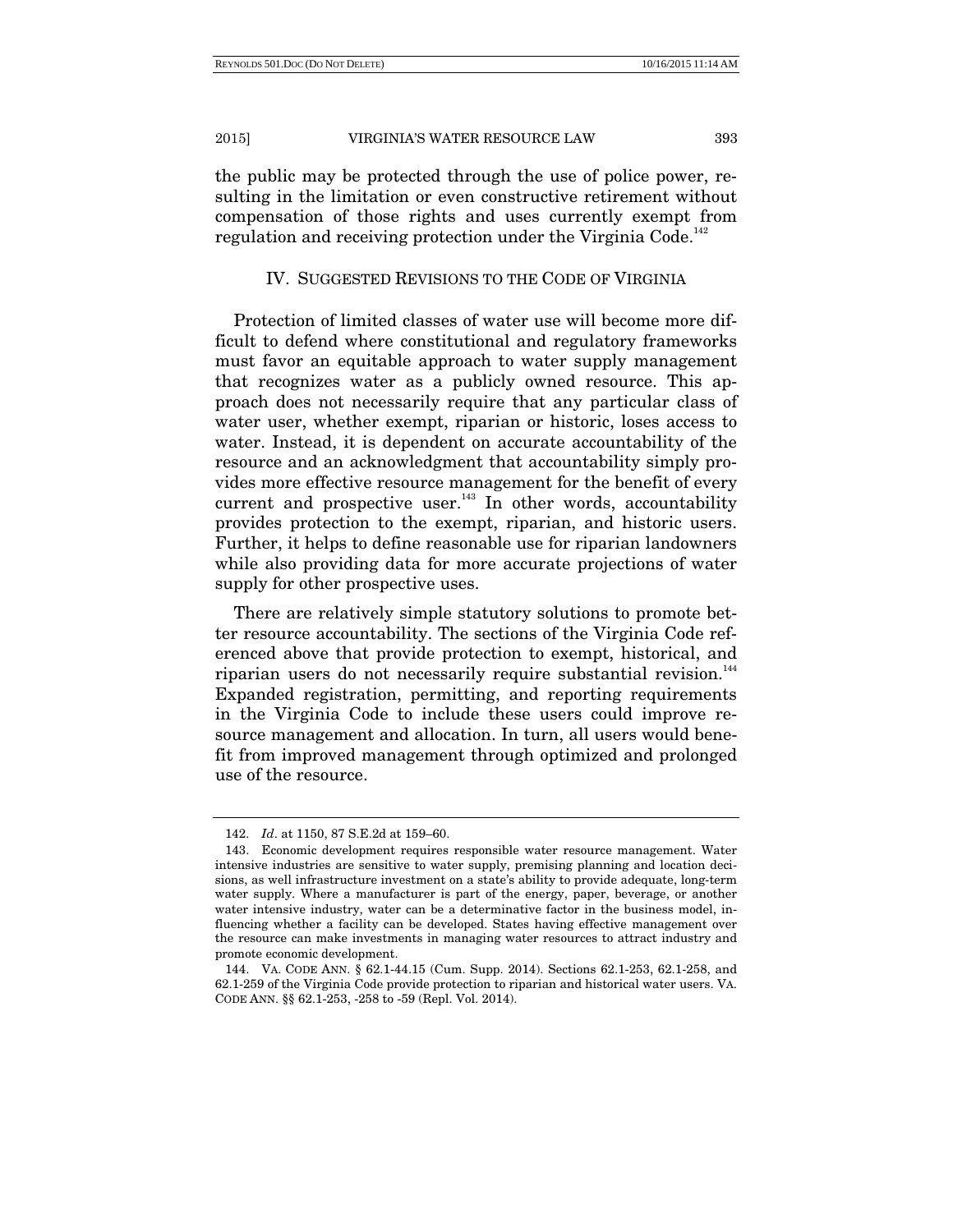the public may be protected through the use of police power, resulting in the limitation or even constructive retirement without compensation of those rights and uses currently exempt from regulation and receiving protection under the Virginia Code.[142]

## IV. SUGGESTED REVISIONS TO THE CODE OF VIRGINIA

Protection of limited classes of water use will become more difficult to defend where constitutional and regulatory frameworks must favor an equitable approach to water supply management that recognizes water as a publicly owned resource. This approach does not necessarily require that any particular class of water user, whether exempt, riparian or historic, loses access to water. Instead, it is dependent on accurate accountability of the resource and an acknowledgment that accountability simply provides more effective resource management for the benefit of every current and prospective user.[143] In other words, accountability provides protection to the exempt, riparian, and historic users. Further, it helps to define reasonable use for riparian landowners while also providing data for more accurate projections of water supply for other prospective uses.

There are relatively simple statutory solutions to promote better resource accountability. The sections of the Virginia Code referenced above that provide protection to exempt, historical, and riparian users do not necessarily require substantial revision.[144] Expanded registration, permitting, and reporting requirements in the Virginia Code to include these users could improve resource management and allocation. In turn, all users would benefit from improved management through optimized and prolonged use of the resource.

---

142. *Id*. at 1150, 87 S.E.2d at 159–60.

143. Economic development requires responsible water resource management. Water intensive industries are sensitive to water supply, premising planning and location decisions, as well infrastructure investment on a state's ability to provide adequate, long-term water supply. Where a manufacturer is part of the energy, paper, beverage, or another water intensive industry, water can be a determinative factor in the business model, influencing whether a facility can be developed. States having effective management over the resource can make investments in managing water resources to attract industry and promote economic development.

144. VA. CODE ANN. § 62.1-44.15 (Cum. Supp. 2014). Sections 62.1-253, 62.1-258, and 62.1-259 of the Virginia Code provide protection to riparian and historical water users. VA. CODE ANN. §§ 62.1-253, -258 to -59 (Repl. Vol. 2014).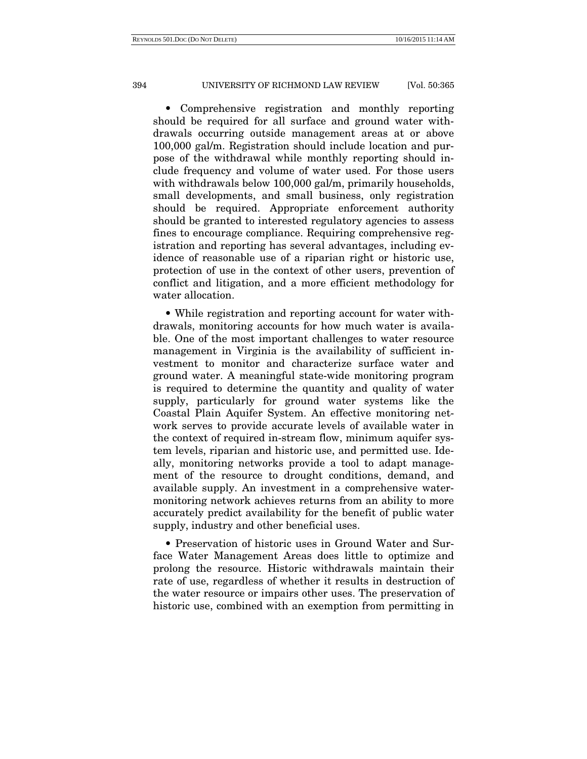• Comprehensive registration and monthly reporting should be required for all surface and ground water withdrawals occurring outside management areas at or above 100,000 gal/m. Registration should include location and purpose of the withdrawal while monthly reporting should include frequency and volume of water used. For those users with withdrawals below 100,000 gal/m, primarily households, small developments, and small business, only registration should be required. Appropriate enforcement authority should be granted to interested regulatory agencies to assess fines to encourage compliance. Requiring comprehensive registration and reporting has several advantages, including evidence of reasonable use of a riparian right or historic use, protection of use in the context of other users, prevention of conflict and litigation, and a more efficient methodology for water allocation.

• While registration and reporting account for water withdrawals, monitoring accounts for how much water is available. One of the most important challenges to water resource management in Virginia is the availability of sufficient investment to monitor and characterize surface water and ground water. A meaningful state-wide monitoring program is required to determine the quantity and quality of water supply, particularly for ground water systems like the Coastal Plain Aquifer System. An effective monitoring network serves to provide accurate levels of available water in the context of required in-stream flow, minimum aquifer system levels, riparian and historic use, and permitted use. Ideally, monitoring networks provide a tool to adapt management of the resource to drought conditions, demand, and available supply. An investment in a comprehensive water-monitoring network achieves returns from an ability to more accurately predict availability for the benefit of public water supply, industry and other beneficial uses.

• Preservation of historic uses in Ground Water and Surface Water Management Areas does little to optimize and prolong the resource. Historic withdrawals maintain their rate of use, regardless of whether it results in destruction of the water resource or impairs other uses. The preservation of historic use, combined with an exemption from permitting in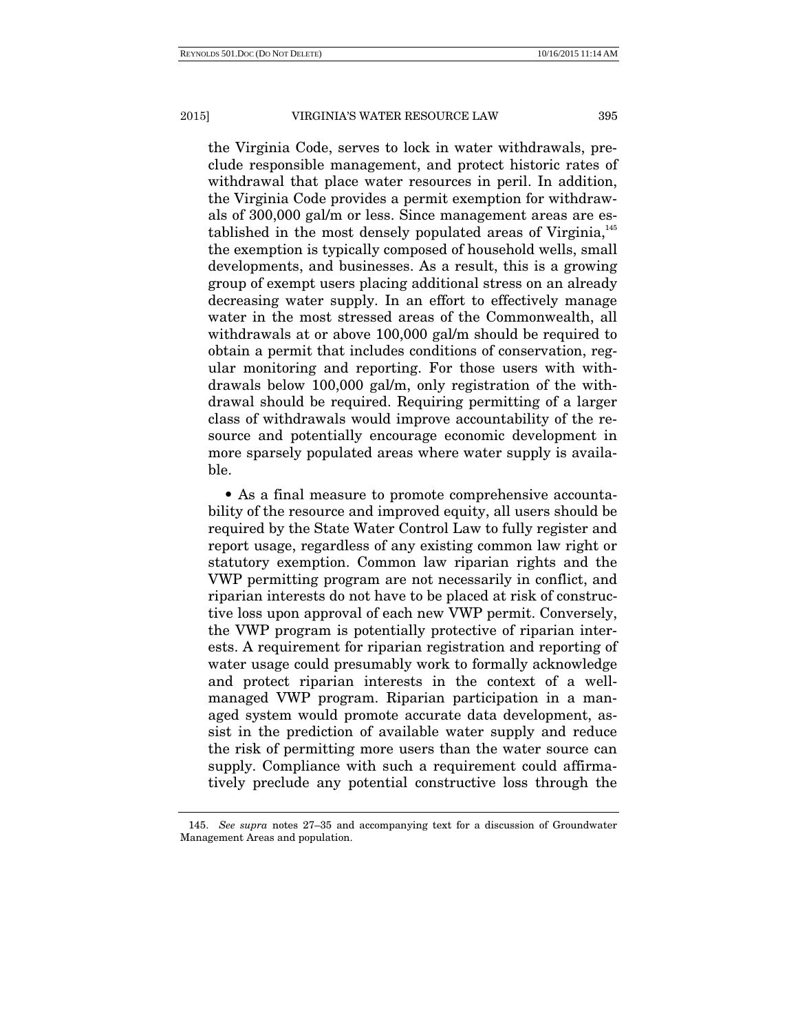the Virginia Code, serves to lock in water withdrawals, preclude responsible management, and protect historic rates of withdrawal that place water resources in peril. In addition, the Virginia Code provides a permit exemption for withdrawals of 300,000 gal/m or less. Since management areas are established in the most densely populated areas of Virginia,[145] the exemption is typically composed of household wells, small developments, and businesses. As a result, this is a growing group of exempt users placing additional stress on an already decreasing water supply. In an effort to effectively manage water in the most stressed areas of the Commonwealth, all withdrawals at or above 100,000 gal/m should be required to obtain a permit that includes conditions of conservation, regular monitoring and reporting. For those users with withdrawals below 100,000 gal/m, only registration of the withdrawal should be required. Requiring permitting of a larger class of withdrawals would improve accountability of the resource and potentially encourage economic development in more sparsely populated areas where water supply is available.

- As a final measure to promote comprehensive accountability of the resource and improved equity, all users should be required by the State Water Control Law to fully register and report usage, regardless of any existing common law right or statutory exemption. Common law riparian rights and the VWP permitting program are not necessarily in conflict, and riparian interests do not have to be placed at risk of constructive loss upon approval of each new VWP permit. Conversely, the VWP program is potentially protective of riparian interests. A requirement for riparian registration and reporting of water usage could presumably work to formally acknowledge and protect riparian interests in the context of a well-managed VWP program. Riparian participation in a managed system would promote accurate data development, assist in the prediction of available water supply and reduce the risk of permitting more users than the water source can supply. Compliance with such a requirement could affirmatively preclude any potential constructive loss through the

145. *See supra* notes 27–35 and accompanying text for a discussion of Groundwater Management Areas and population.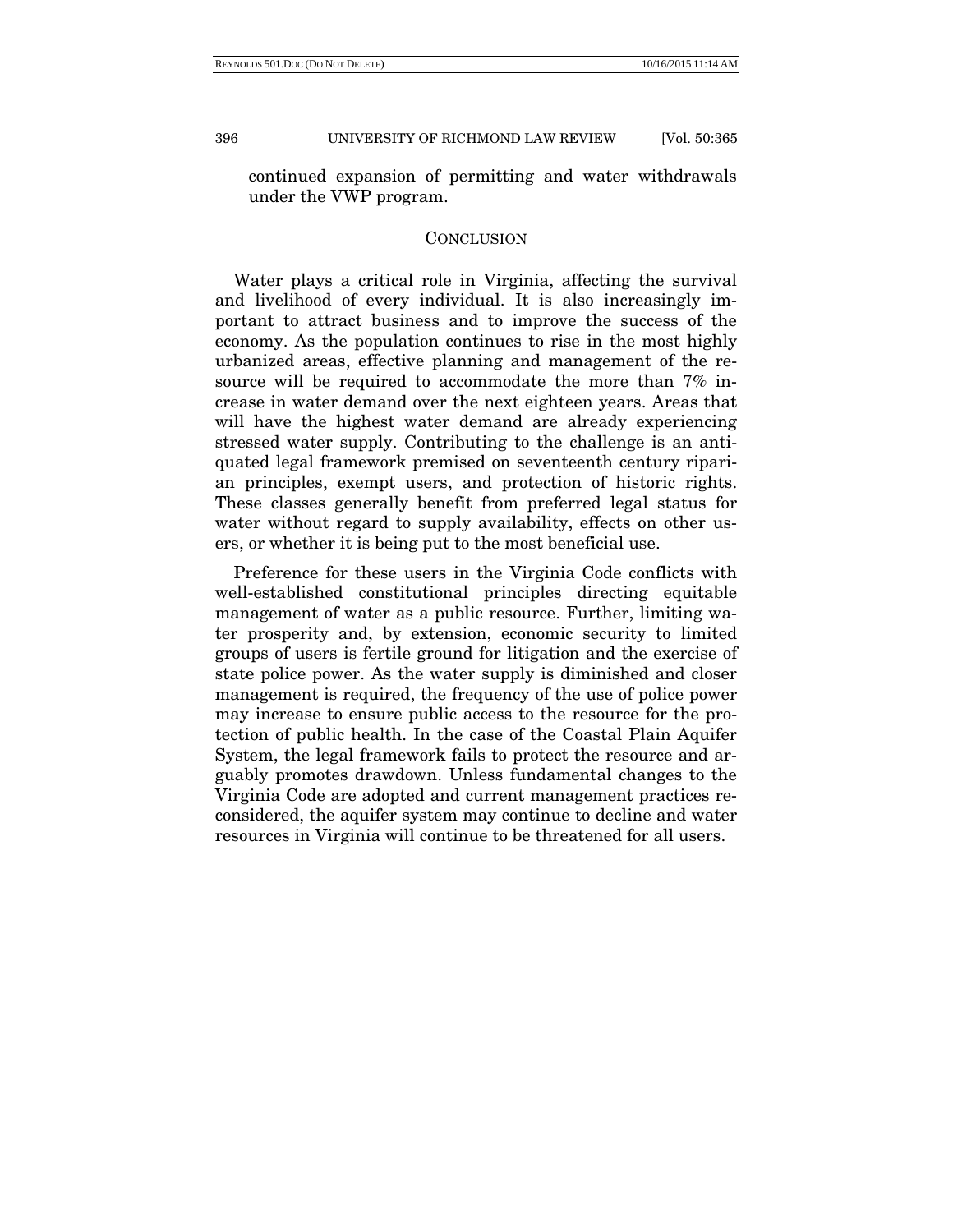continued expansion of permitting and water withdrawals under the VWP program.

## CONCLUSION

Water plays a critical role in Virginia, affecting the survival and livelihood of every individual. It is also increasingly important to attract business and to improve the success of the economy. As the population continues to rise in the most highly urbanized areas, effective planning and management of the resource will be required to accommodate the more than 7% increase in water demand over the next eighteen years. Areas that will have the highest water demand are already experiencing stressed water supply. Contributing to the challenge is an antiquated legal framework premised on seventeenth century riparian principles, exempt users, and protection of historic rights. These classes generally benefit from preferred legal status for water without regard to supply availability, effects on other users, or whether it is being put to the most beneficial use.

Preference for these users in the Virginia Code conflicts with well-established constitutional principles directing equitable management of water as a public resource. Further, limiting water prosperity and, by extension, economic security to limited groups of users is fertile ground for litigation and the exercise of state police power. As the water supply is diminished and closer management is required, the frequency of the use of police power may increase to ensure public access to the resource for the protection of public health. In the case of the Coastal Plain Aquifer System, the legal framework fails to protect the resource and arguably promotes drawdown. Unless fundamental changes to the Virginia Code are adopted and current management practices reconsidered, the aquifer system may continue to decline and water resources in Virginia will continue to be threatened for all users.